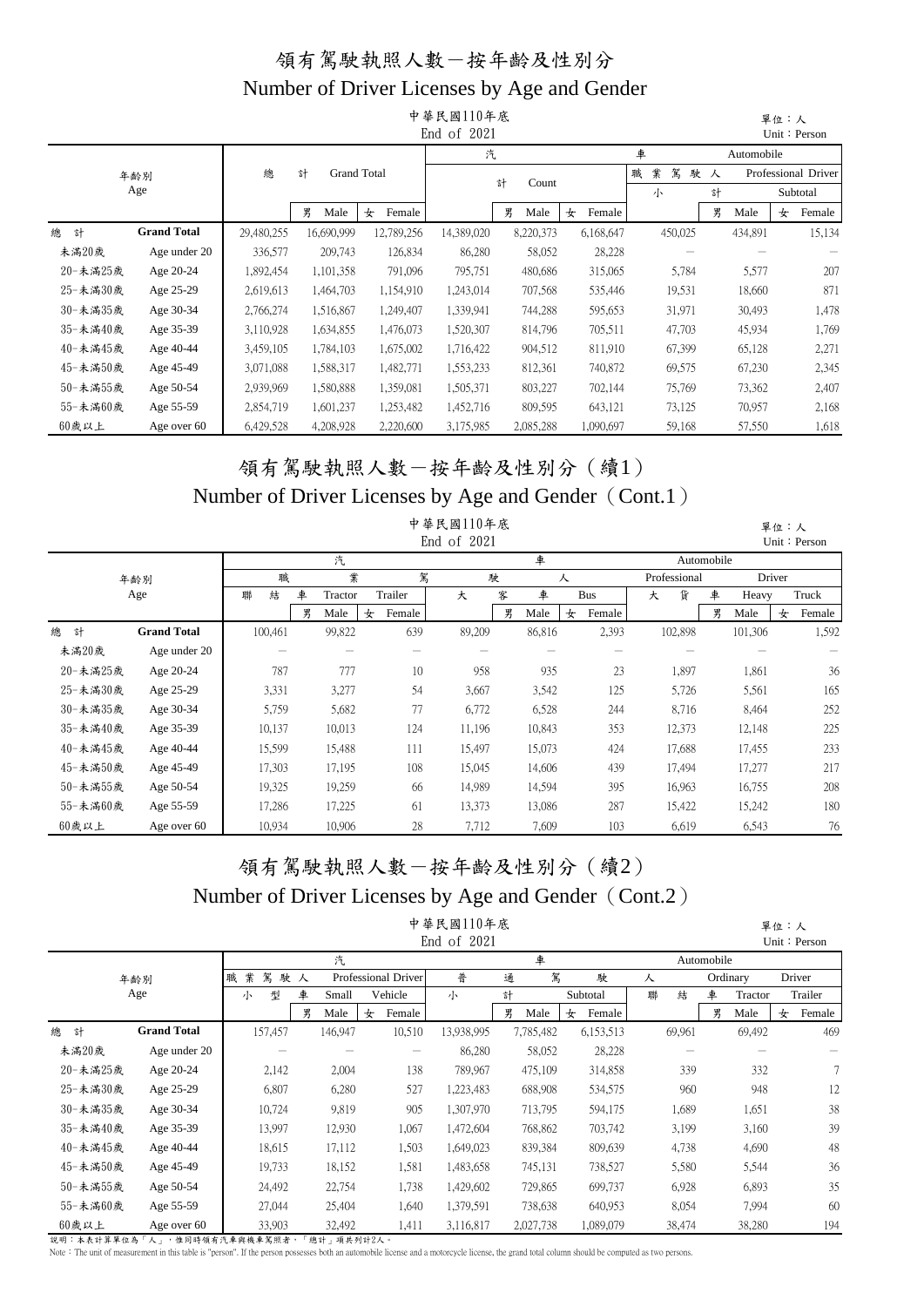# 領有駕駛執照人數－按年齡及性別分

## Number of Driver Licenses by Age and Gender

中華民國110年底
End of 2021

單位：人
Unit：Person

| 年齡別 Age | | 總計 Grand Total | 男 Male | 女 Female | 汽車 Automobile 計 Count | 男 Male | 女 Female | 職業駕駛人 Professional Driver 小計 Subtotal | 男 Male | 女 Female |
|---|---|---|---|---|---|---|---|---|---|---|
| 總計 | Grand Total | 29,480,255 | 16,690,999 | 12,789,256 | 14,389,020 | 8,220,373 | 6,168,647 | 450,025 | 434,891 | 15,134 |
| 未滿20歲 | Age under 20 | 336,577 | 209,743 | 126,834 | 86,280 | 58,052 | 28,228 | － | － | － |
| 20-未滿25歲 | Age 20-24 | 1,892,454 | 1,101,358 | 791,096 | 795,751 | 480,686 | 315,065 | 5,784 | 5,577 | 207 |
| 25-未滿30歲 | Age 25-29 | 2,619,613 | 1,464,703 | 1,154,910 | 1,243,014 | 707,568 | 535,446 | 19,531 | 18,660 | 871 |
| 30-未滿35歲 | Age 30-34 | 2,766,274 | 1,516,867 | 1,249,407 | 1,339,941 | 744,288 | 595,653 | 31,971 | 30,493 | 1,478 |
| 35-未滿40歲 | Age 35-39 | 3,110,928 | 1,634,855 | 1,476,073 | 1,520,307 | 814,796 | 705,511 | 47,703 | 45,934 | 1,769 |
| 40-未滿45歲 | Age 40-44 | 3,459,105 | 1,784,103 | 1,675,002 | 1,716,422 | 904,512 | 811,910 | 67,399 | 65,128 | 2,271 |
| 45-未滿50歲 | Age 45-49 | 3,071,088 | 1,588,317 | 1,482,771 | 1,553,233 | 812,361 | 740,872 | 69,575 | 67,230 | 2,345 |
| 50-未滿55歲 | Age 50-54 | 2,939,969 | 1,580,888 | 1,359,081 | 1,505,371 | 803,227 | 702,144 | 75,769 | 73,362 | 2,407 |
| 55-未滿60歲 | Age 55-59 | 2,854,719 | 1,601,237 | 1,253,482 | 1,452,716 | 809,595 | 643,121 | 73,125 | 70,957 | 2,168 |
| 60歲以上 | Age over 60 | 6,429,528 | 4,208,928 | 2,220,600 | 3,175,985 | 2,085,288 | 1,090,697 | 59,168 | 57,550 | 1,618 |

# 領有駕駛執照人數－按年齡及性別分（續1）

## Number of Driver Licenses by Age and Gender（Cont.1）

中華民國110年底
End of 2021

單位：人
Unit：Person

| 年齡別 Age | | 汽車職業駕駛人 Automobile Professional Driver 聯結車 Tractor Trailer | 男 Male | 女 Female | 大客車 Bus | 男 Male | 女 Female | 大貨車 Heavy Truck | 男 Male | 女 Female |
|---|---|---|---|---|---|---|---|---|---|---|
| 總計 | Grand Total | 100,461 | 99,822 | 639 | 89,209 | 86,816 | 2,393 | 102,898 | 101,306 | 1,592 |
| 未滿20歲 | Age under 20 | － | － | － | － | － | － | － | － | － |
| 20-未滿25歲 | Age 20-24 | 787 | 777 | 10 | 958 | 935 | 23 | 1,897 | 1,861 | 36 |
| 25-未滿30歲 | Age 25-29 | 3,331 | 3,277 | 54 | 3,667 | 3,542 | 125 | 5,726 | 5,561 | 165 |
| 30-未滿35歲 | Age 30-34 | 5,759 | 5,682 | 77 | 6,772 | 6,528 | 244 | 8,716 | 8,464 | 252 |
| 35-未滿40歲 | Age 35-39 | 10,137 | 10,013 | 124 | 11,196 | 10,843 | 353 | 12,373 | 12,148 | 225 |
| 40-未滿45歲 | Age 40-44 | 15,599 | 15,488 | 111 | 15,497 | 15,073 | 424 | 17,688 | 17,455 | 233 |
| 45-未滿50歲 | Age 45-49 | 17,303 | 17,195 | 108 | 15,045 | 14,606 | 439 | 17,494 | 17,277 | 217 |
| 50-未滿55歲 | Age 50-54 | 19,325 | 19,259 | 66 | 14,989 | 14,594 | 395 | 16,963 | 16,755 | 208 |
| 55-未滿60歲 | Age 55-59 | 17,286 | 17,225 | 61 | 13,373 | 13,086 | 287 | 15,422 | 15,242 | 180 |
| 60歲以上 | Age over 60 | 10,934 | 10,906 | 28 | 7,712 | 7,609 | 103 | 6,619 | 6,543 | 76 |

# 領有駕駛執照人數－按年齡及性別分（續2）

## Number of Driver Licenses by Age and Gender（Cont.2）

中華民國110年底
End of 2021

單位：人
Unit：Person

| 年齡別 Age | | 汽車 Automobile 職業駕駛人 Professional Driver 小型車 Small Vehicle | 男 Male | 女 Female | 普通駕駛人 Ordinary Driver 小計 Subtotal | 男 Male | 女 Female | 聯結車 Tractor Trailer | 男 Male | 女 Female |
|---|---|---|---|---|---|---|---|---|---|---|
| 總計 | Grand Total | 157,457 | 146,947 | 10,510 | 13,938,995 | 7,785,482 | 6,153,513 | 69,961 | 69,492 | 469 |
| 未滿20歲 | Age under 20 | － | － | － | 86,280 | 58,052 | 28,228 | － | － | － |
| 20-未滿25歲 | Age 20-24 | 2,142 | 2,004 | 138 | 789,967 | 475,109 | 314,858 | 339 | 332 | 7 |
| 25-未滿30歲 | Age 25-29 | 6,807 | 6,280 | 527 | 1,223,483 | 688,908 | 534,575 | 960 | 948 | 12 |
| 30-未滿35歲 | Age 30-34 | 10,724 | 9,819 | 905 | 1,307,970 | 713,795 | 594,175 | 1,689 | 1,651 | 38 |
| 35-未滿40歲 | Age 35-39 | 13,997 | 12,930 | 1,067 | 1,472,604 | 768,862 | 703,742 | 3,199 | 3,160 | 39 |
| 40-未滿45歲 | Age 40-44 | 18,615 | 17,112 | 1,503 | 1,649,023 | 839,384 | 809,639 | 4,738 | 4,690 | 48 |
| 45-未滿50歲 | Age 45-49 | 19,733 | 18,152 | 1,581 | 1,483,658 | 745,131 | 738,527 | 5,580 | 5,544 | 36 |
| 50-未滿55歲 | Age 50-54 | 24,492 | 22,754 | 1,738 | 1,429,602 | 729,865 | 699,737 | 6,928 | 6,893 | 35 |
| 55-未滿60歲 | Age 55-59 | 27,044 | 25,404 | 1,640 | 1,379,591 | 738,638 | 640,953 | 8,054 | 7,994 | 60 |
| 60歲以上 | Age over 60 | 33,903 | 32,492 | 1,411 | 3,116,817 | 2,027,738 | 1,089,079 | 38,474 | 38,280 | 194 |

說明：本表計算單位為「人」，惟同時領有汽車與機車駕照者，「總計」項共列計2人。

Note：The unit of measurement in this table is "person". If the person possesses both an automobile license and a motorcycle license, the grand total column should be computed as two persons.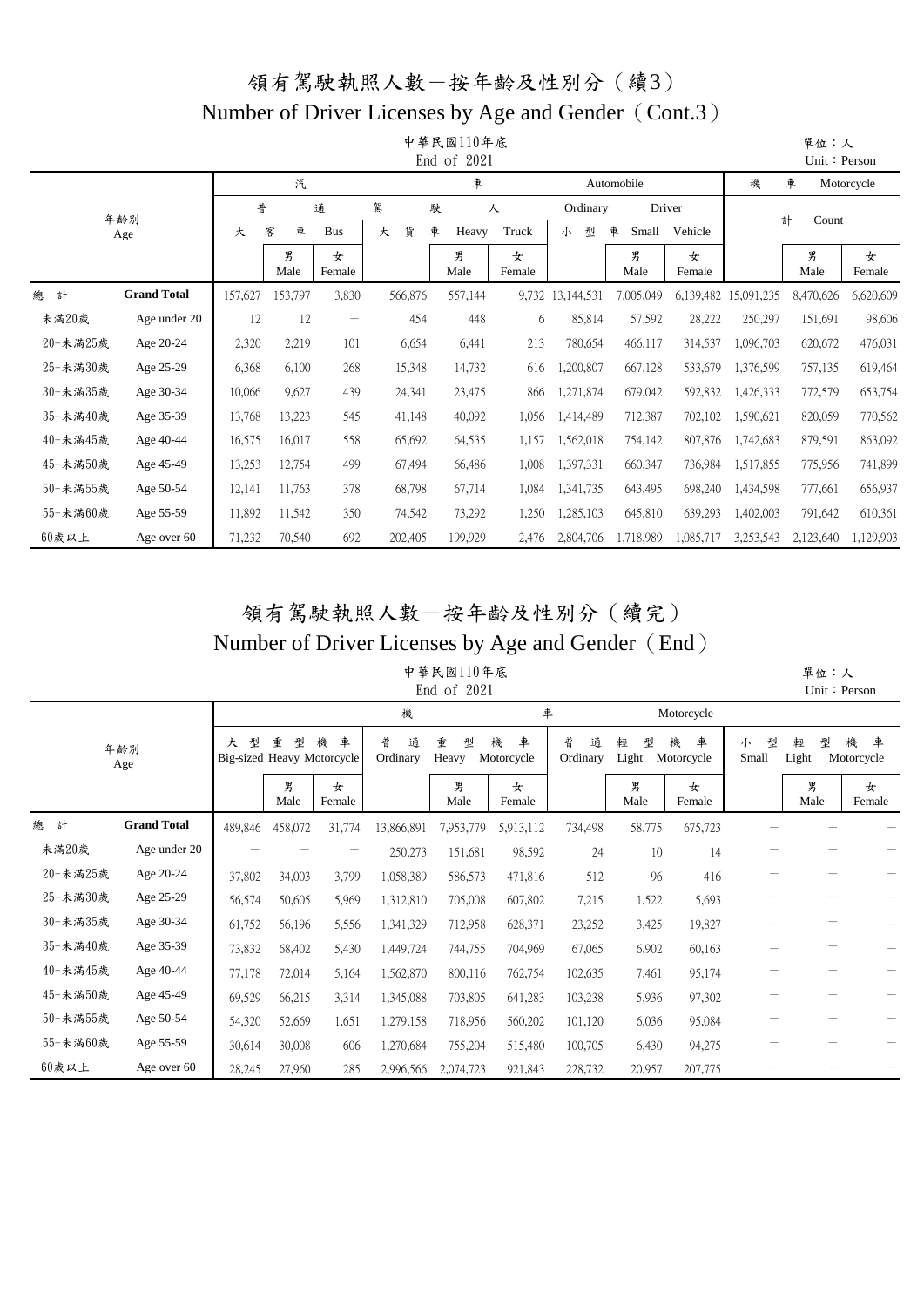# 領有駕駛執照人數－按年齡及性別分（續3）

# Number of Driver Licenses by Age and Gender（Cont.3）

中華民國110年底
End of 2021

單位：人
Unit：Person

| 年齡別 | Age | 汽車普通駕駛人 Automobile Ordinary Driver 大客車 Bus | 男 Male | 女 Female | 大貨車 Heavy Truck | 男 Male | 女 Female | 小型車 Small Vehicle | 男 Male | 女 Female | 機車 Motorcycle 計 Count | 男 Male | 女 Female |
|---|---|---|---|---|---|---|---|---|---|---|---|---|---|
| 總計 | Grand Total | 157,627 | 153,797 | 3,830 | 566,876 | 557,144 | 9,732 | 13,144,531 | 7,005,049 | 6,139,482 | 15,091,235 | 8,470,626 | 6,620,609 |
| 未滿20歲 | Age under 20 | 12 | 12 | － | 454 | 448 | 6 | 85,814 | 57,592 | 28,222 | 250,297 | 151,691 | 98,606 |
| 20-未滿25歲 | Age 20-24 | 2,320 | 2,219 | 101 | 6,654 | 6,441 | 213 | 780,654 | 466,117 | 314,537 | 1,096,703 | 620,672 | 476,031 |
| 25-未滿30歲 | Age 25-29 | 6,368 | 6,100 | 268 | 15,348 | 14,732 | 616 | 1,200,807 | 667,128 | 533,679 | 1,376,599 | 757,135 | 619,464 |
| 30-未滿35歲 | Age 30-34 | 10,066 | 9,627 | 439 | 24,341 | 23,475 | 866 | 1,271,874 | 679,042 | 592,832 | 1,426,333 | 772,579 | 653,754 |
| 35-未滿40歲 | Age 35-39 | 13,768 | 13,223 | 545 | 41,148 | 40,092 | 1,056 | 1,414,489 | 712,387 | 702,102 | 1,590,621 | 820,059 | 770,562 |
| 40-未滿45歲 | Age 40-44 | 16,575 | 16,017 | 558 | 65,692 | 64,535 | 1,157 | 1,562,018 | 754,142 | 807,876 | 1,742,683 | 879,591 | 863,092 |
| 45-未滿50歲 | Age 45-49 | 13,253 | 12,754 | 499 | 67,494 | 66,486 | 1,008 | 1,397,331 | 660,347 | 736,984 | 1,517,855 | 775,956 | 741,899 |
| 50-未滿55歲 | Age 50-54 | 12,141 | 11,763 | 378 | 68,798 | 67,714 | 1,084 | 1,341,735 | 643,495 | 698,240 | 1,434,598 | 777,661 | 656,937 |
| 55-未滿60歲 | Age 55-59 | 11,892 | 11,542 | 350 | 74,542 | 73,292 | 1,250 | 1,285,103 | 645,810 | 639,293 | 1,402,003 | 791,642 | 610,361 |
| 60歲以上 | Age over 60 | 71,232 | 70,540 | 692 | 202,405 | 199,929 | 2,476 | 2,804,706 | 1,718,989 | 1,085,717 | 3,253,543 | 2,123,640 | 1,129,903 |

# 領有駕駛執照人數－按年齡及性別分（續完）

# Number of Driver Licenses by Age and Gender（End）

中華民國110年底
End of 2021

單位：人
Unit：Person

| 年齡別 | Age | 機車 Motorcycle 大型重型機車 Big-sized Heavy Motorcycle | 男 Male | 女 Female | 普通重型機車 Ordinary Heavy Motorcycle | 男 Male | 女 Female | 普通輕型機車 Ordinary Light Motorcycle | 男 Male | 女 Female | 小型輕型機車 Small Light Motorcycle | 男 Male | 女 Female |
|---|---|---|---|---|---|---|---|---|---|---|---|---|---|
| 總計 | Grand Total | 489,846 | 458,072 | 31,774 | 13,866,891 | 7,953,779 | 5,913,112 | 734,498 | 58,775 | 675,723 | － | － | － |
| 未滿20歲 | Age under 20 | － | － | － | 250,273 | 151,681 | 98,592 | 24 | 10 | 14 | － | － | － |
| 20-未滿25歲 | Age 20-24 | 37,802 | 34,003 | 3,799 | 1,058,389 | 586,573 | 471,816 | 512 | 96 | 416 | － | － | － |
| 25-未滿30歲 | Age 25-29 | 56,574 | 50,605 | 5,969 | 1,312,810 | 705,008 | 607,802 | 7,215 | 1,522 | 5,693 | － | － | － |
| 30-未滿35歲 | Age 30-34 | 61,752 | 56,196 | 5,556 | 1,341,329 | 712,958 | 628,371 | 23,252 | 3,425 | 19,827 | － | － | － |
| 35-未滿40歲 | Age 35-39 | 73,832 | 68,402 | 5,430 | 1,449,724 | 744,755 | 704,969 | 67,065 | 6,902 | 60,163 | － | － | － |
| 40-未滿45歲 | Age 40-44 | 77,178 | 72,014 | 5,164 | 1,562,870 | 800,116 | 762,754 | 102,635 | 7,461 | 95,174 | － | － | － |
| 45-未滿50歲 | Age 45-49 | 69,529 | 66,215 | 3,314 | 1,345,088 | 703,805 | 641,283 | 103,238 | 5,936 | 97,302 | － | － | － |
| 50-未滿55歲 | Age 50-54 | 54,320 | 52,669 | 1,651 | 1,279,158 | 718,956 | 560,202 | 101,120 | 6,036 | 95,084 | － | － | － |
| 55-未滿60歲 | Age 55-59 | 30,614 | 30,008 | 606 | 1,270,684 | 755,204 | 515,480 | 100,705 | 6,430 | 94,275 | － | － | － |
| 60歲以上 | Age over 60 | 28,245 | 27,960 | 285 | 2,996,566 | 2,074,723 | 921,843 | 228,732 | 20,957 | 207,775 | － | － | － |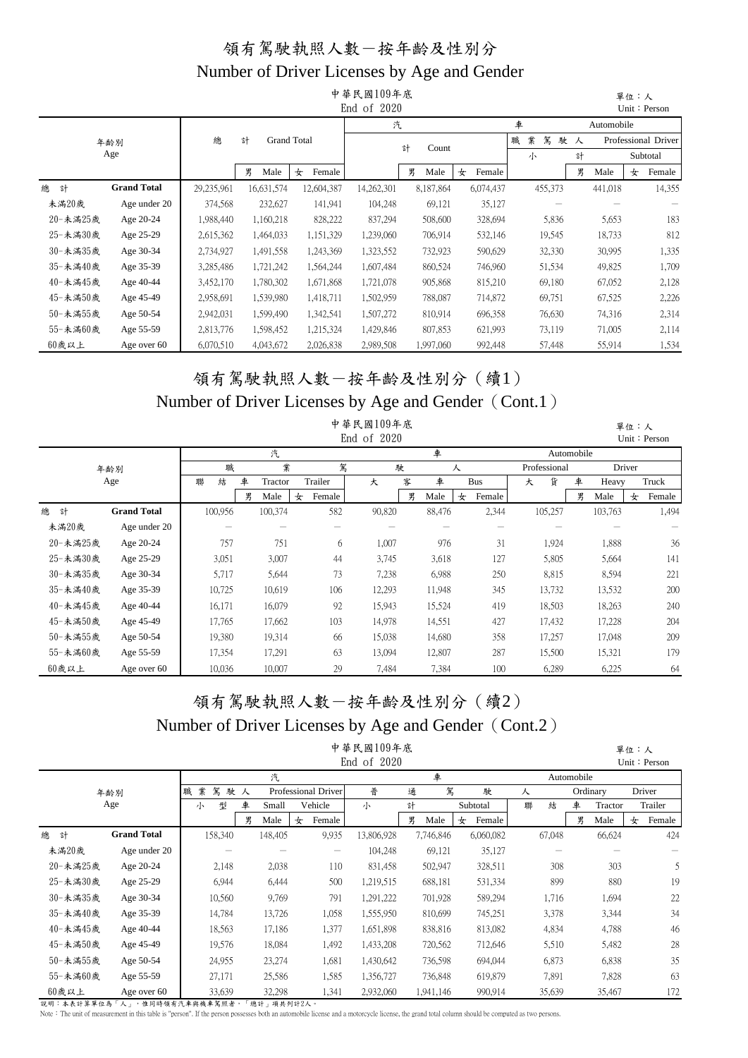# 領有駕駛執照人數－按年齡及性別分

## Number of Driver Licenses by Age and Gender

中華民國109年底
End of 2020

單位：人
Unit：Person

| 年齡別 Age | | 總計 Grand Total | 男 Male | 女 Female | 汽車 Automobile 計 Count | 男 Male | 女 Female | 職業駕駛人 Professional Driver 小計 Subtotal | 男 Male | 女 Female |
|---|---|---|---|---|---|---|---|---|---|---|
| 總計 | Grand Total | 29,235,961 | 16,631,574 | 12,604,387 | 14,262,301 | 8,187,864 | 6,074,437 | 455,373 | 441,018 | 14,355 |
| 未滿20歲 | Age under 20 | 374,568 | 232,627 | 141,941 | 104,248 | 69,121 | 35,127 | — | — | — |
| 20-未滿25歲 | Age 20-24 | 1,988,440 | 1,160,218 | 828,222 | 837,294 | 508,600 | 328,694 | 5,836 | 5,653 | 183 |
| 25-未滿30歲 | Age 25-29 | 2,615,362 | 1,464,033 | 1,151,329 | 1,239,060 | 706,914 | 532,146 | 19,545 | 18,733 | 812 |
| 30-未滿35歲 | Age 30-34 | 2,734,927 | 1,491,558 | 1,243,369 | 1,323,552 | 732,923 | 590,629 | 32,330 | 30,995 | 1,335 |
| 35-未滿40歲 | Age 35-39 | 3,285,486 | 1,721,242 | 1,564,244 | 1,607,484 | 860,524 | 746,960 | 51,534 | 49,825 | 1,709 |
| 40-未滿45歲 | Age 40-44 | 3,452,170 | 1,780,302 | 1,671,868 | 1,721,078 | 905,868 | 815,210 | 69,180 | 67,052 | 2,128 |
| 45-未滿50歲 | Age 45-49 | 2,958,691 | 1,539,980 | 1,418,711 | 1,502,959 | 788,087 | 714,872 | 69,751 | 67,525 | 2,226 |
| 50-未滿55歲 | Age 50-54 | 2,942,031 | 1,599,490 | 1,342,541 | 1,507,272 | 810,914 | 696,358 | 76,630 | 74,316 | 2,314 |
| 55-未滿60歲 | Age 55-59 | 2,813,776 | 1,598,452 | 1,215,324 | 1,429,846 | 807,853 | 621,993 | 73,119 | 71,005 | 2,114 |
| 60歲以上 | Age over 60 | 6,070,510 | 4,043,672 | 2,026,838 | 2,989,508 | 1,997,060 | 992,448 | 57,448 | 55,914 | 1,534 |

# 領有駕駛執照人數－按年齡及性別分（續1）

## Number of Driver Licenses by Age and Gender（Cont.1）

中華民國109年底
End of 2020

單位：人
Unit：Person

| 年齡別 Age | | 汽車職業駕駛人 Automobile Professional Driver 聯結車 Tractor Trailer | 男 Male | 女 Female | 大客車 Bus | 男 Male | 女 Female | 大貨車 Heavy Truck | 男 Male | 女 Female |
|---|---|---|---|---|---|---|---|---|---|---|
| 總計 | Grand Total | 100,956 | 100,374 | 582 | 90,820 | 88,476 | 2,344 | 105,257 | 103,763 | 1,494 |
| 未滿20歲 | Age under 20 | — | — | — | — | — | — | — | — | — |
| 20-未滿25歲 | Age 20-24 | 757 | 751 | 6 | 1,007 | 976 | 31 | 1,924 | 1,888 | 36 |
| 25-未滿30歲 | Age 25-29 | 3,051 | 3,007 | 44 | 3,745 | 3,618 | 127 | 5,805 | 5,664 | 141 |
| 30-未滿35歲 | Age 30-34 | 5,717 | 5,644 | 73 | 7,238 | 6,988 | 250 | 8,815 | 8,594 | 221 |
| 35-未滿40歲 | Age 35-39 | 10,725 | 10,619 | 106 | 12,293 | 11,948 | 345 | 13,732 | 13,532 | 200 |
| 40-未滿45歲 | Age 40-44 | 16,171 | 16,079 | 92 | 15,943 | 15,524 | 419 | 18,503 | 18,263 | 240 |
| 45-未滿50歲 | Age 45-49 | 17,765 | 17,662 | 103 | 14,978 | 14,551 | 427 | 17,432 | 17,228 | 204 |
| 50-未滿55歲 | Age 50-54 | 19,380 | 19,314 | 66 | 15,038 | 14,680 | 358 | 17,257 | 17,048 | 209 |
| 55-未滿60歲 | Age 55-59 | 17,354 | 17,291 | 63 | 13,094 | 12,807 | 287 | 15,500 | 15,321 | 179 |
| 60歲以上 | Age over 60 | 10,036 | 10,007 | 29 | 7,484 | 7,384 | 100 | 6,289 | 6,225 | 64 |

# 領有駕駛執照人數－按年齡及性別分（續2）

## Number of Driver Licenses by Age and Gender（Cont.2）

中華民國109年底
End of 2020

單位：人
Unit：Person

| 年齡別 Age | | 汽車職業駕駛人 Automobile Professional Driver 小型車 Small Vehicle | 男 Male | 女 Female | 普通駕駛人 Ordinary Driver 小計 Subtotal | 男 Male | 女 Female | 聯結車 Tractor Trailer | 男 Male | 女 Female |
|---|---|---|---|---|---|---|---|---|---|---|
| 總計 | Grand Total | 158,340 | 148,405 | 9,935 | 13,806,928 | 7,746,846 | 6,060,082 | 67,048 | 66,624 | 424 |
| 未滿20歲 | Age under 20 | — | — | — | 104,248 | 69,121 | 35,127 | — | — | — |
| 20-未滿25歲 | Age 20-24 | 2,148 | 2,038 | 110 | 831,458 | 502,947 | 328,511 | 308 | 303 | 5 |
| 25-未滿30歲 | Age 25-29 | 6,944 | 6,444 | 500 | 1,219,515 | 688,181 | 531,334 | 899 | 880 | 19 |
| 30-未滿35歲 | Age 30-34 | 10,560 | 9,769 | 791 | 1,291,222 | 701,928 | 589,294 | 1,716 | 1,694 | 22 |
| 35-未滿40歲 | Age 35-39 | 14,784 | 13,726 | 1,058 | 1,555,950 | 810,699 | 745,251 | 3,378 | 3,344 | 34 |
| 40-未滿45歲 | Age 40-44 | 18,563 | 17,186 | 1,377 | 1,651,898 | 838,816 | 813,082 | 4,834 | 4,788 | 46 |
| 45-未滿50歲 | Age 45-49 | 19,576 | 18,084 | 1,492 | 1,433,208 | 720,562 | 712,646 | 5,510 | 5,482 | 28 |
| 50-未滿55歲 | Age 50-54 | 24,955 | 23,274 | 1,681 | 1,430,642 | 736,598 | 694,044 | 6,873 | 6,838 | 35 |
| 55-未滿60歲 | Age 55-59 | 27,171 | 25,586 | 1,585 | 1,356,727 | 736,848 | 619,879 | 7,891 | 7,828 | 63 |
| 60歲以上 | Age over 60 | 33,639 | 32,298 | 1,341 | 2,932,060 | 1,941,146 | 990,914 | 35,639 | 35,467 | 172 |

說明：本表計算單位為「人」，惟同時領有汽車與機車駕照者，「總計」項共列計2人。

Note：The unit of measurement in this table is "person". If the person possesses both an automobile license and a motorcycle license, the grand total column should be computed as two persons.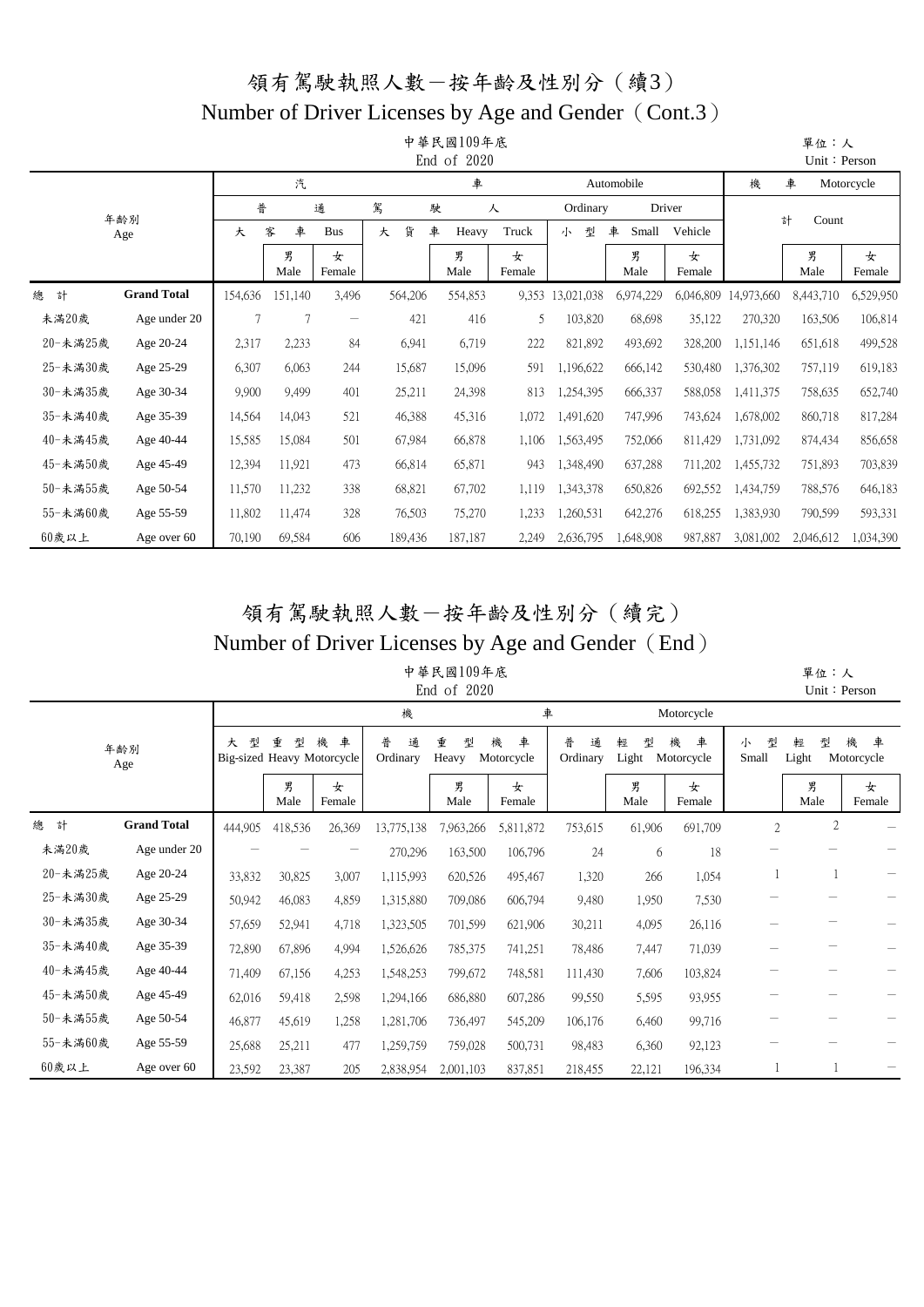# 領有駕駛執照人數－按年齡及性別分（續3）
# Number of Driver Licenses by Age and Gender（Cont.3）

中華民國109年底
End of 2020

單位：人
Unit：Person

| 年齡別 Age | | 汽車 Automobile 普通駕駛人 Ordinary Driver 大客車 Bus | | | 大貨車 Heavy Truck | | | 小型車 Small Vehicle | | | 機車 Motorcycle 計 Count | | |
|---|---|---|---|---|---|---|---|---|---|---|---|---|---|
| | | | 男 Male | 女 Female | | 男 Male | 女 Female | | 男 Male | 女 Female | | 男 Male | 女 Female |
| 總計 | **Grand Total** | 154,636 | 151,140 | 3,496 | 564,206 | 554,853 | 9,353 | 13,021,038 | 6,974,229 | 6,046,809 | 14,973,660 | 8,443,710 | 6,529,950 |
| 未滿20歲 | Age under 20 | 7 | 7 | － | 421 | 416 | 5 | 103,820 | 68,698 | 35,122 | 270,320 | 163,506 | 106,814 |
| 20-未滿25歲 | Age 20-24 | 2,317 | 2,233 | 84 | 6,941 | 6,719 | 222 | 821,892 | 493,692 | 328,200 | 1,151,146 | 651,618 | 499,528 |
| 25-未滿30歲 | Age 25-29 | 6,307 | 6,063 | 244 | 15,687 | 15,096 | 591 | 1,196,622 | 666,142 | 530,480 | 1,376,302 | 757,119 | 619,183 |
| 30-未滿35歲 | Age 30-34 | 9,900 | 9,499 | 401 | 25,211 | 24,398 | 813 | 1,254,395 | 666,337 | 588,058 | 1,411,375 | 758,635 | 652,740 |
| 35-未滿40歲 | Age 35-39 | 14,564 | 14,043 | 521 | 46,388 | 45,316 | 1,072 | 1,491,620 | 747,996 | 743,624 | 1,678,002 | 860,718 | 817,284 |
| 40-未滿45歲 | Age 40-44 | 15,585 | 15,084 | 501 | 67,984 | 66,878 | 1,106 | 1,563,495 | 752,066 | 811,429 | 1,731,092 | 874,434 | 856,658 |
| 45-未滿50歲 | Age 45-49 | 12,394 | 11,921 | 473 | 66,814 | 65,871 | 943 | 1,348,490 | 637,288 | 711,202 | 1,455,732 | 751,893 | 703,839 |
| 50-未滿55歲 | Age 50-54 | 11,570 | 11,232 | 338 | 68,821 | 67,702 | 1,119 | 1,343,378 | 650,826 | 692,552 | 1,434,759 | 788,576 | 646,183 |
| 55-未滿60歲 | Age 55-59 | 11,802 | 11,474 | 328 | 76,503 | 75,270 | 1,233 | 1,260,531 | 642,276 | 618,255 | 1,383,930 | 790,599 | 593,331 |
| 60歲以上 | Age over 60 | 70,190 | 69,584 | 606 | 189,436 | 187,187 | 2,249 | 2,636,795 | 1,648,908 | 987,887 | 3,081,002 | 2,046,612 | 1,034,390 |

# 領有駕駛執照人數－按年齡及性別分（續完）
# Number of Driver Licenses by Age and Gender（End）

中華民國109年底
End of 2020

單位：人
Unit：Person

| 年齡別 Age | | 機車 Motorcycle 大型重型機車 Big-sized Heavy Motorcycle | | | 普通重型機車 Ordinary Heavy Motorcycle | | | 普通輕型機車 Ordinary Light Motorcycle | | | 小型輕型機車 Small Light Motorcycle | | |
|---|---|---|---|---|---|---|---|---|---|---|---|---|---|
| | | | 男 Male | 女 Female | | 男 Male | 女 Female | | 男 Male | 女 Female | | 男 Male | 女 Female |
| 總計 | **Grand Total** | 444,905 | 418,536 | 26,369 | 13,775,138 | 7,963,266 | 5,811,872 | 753,615 | 61,906 | 691,709 | 2 | 2 | － |
| 未滿20歲 | Age under 20 | － | － | － | 270,296 | 163,500 | 106,796 | 24 | 6 | 18 | － | － | － |
| 20-未滿25歲 | Age 20-24 | 33,832 | 30,825 | 3,007 | 1,115,993 | 620,526 | 495,467 | 1,320 | 266 | 1,054 | 1 | 1 | － |
| 25-未滿30歲 | Age 25-29 | 50,942 | 46,083 | 4,859 | 1,315,880 | 709,086 | 606,794 | 9,480 | 1,950 | 7,530 | － | － | － |
| 30-未滿35歲 | Age 30-34 | 57,659 | 52,941 | 4,718 | 1,323,505 | 701,599 | 621,906 | 30,211 | 4,095 | 26,116 | － | － | － |
| 35-未滿40歲 | Age 35-39 | 72,890 | 67,896 | 4,994 | 1,526,626 | 785,375 | 741,251 | 78,486 | 7,447 | 71,039 | － | － | － |
| 40-未滿45歲 | Age 40-44 | 71,409 | 67,156 | 4,253 | 1,548,253 | 799,672 | 748,581 | 111,430 | 7,606 | 103,824 | － | － | － |
| 45-未滿50歲 | Age 45-49 | 62,016 | 59,418 | 2,598 | 1,294,166 | 686,880 | 607,286 | 99,550 | 5,595 | 93,955 | － | － | － |
| 50-未滿55歲 | Age 50-54 | 46,877 | 45,619 | 1,258 | 1,281,706 | 736,497 | 545,209 | 106,176 | 6,460 | 99,716 | － | － | － |
| 55-未滿60歲 | Age 55-59 | 25,688 | 25,211 | 477 | 1,259,759 | 759,028 | 500,731 | 98,483 | 6,360 | 92,123 | － | － | － |
| 60歲以上 | Age over 60 | 23,592 | 23,387 | 205 | 2,838,954 | 2,001,103 | 837,851 | 218,455 | 22,121 | 196,334 | 1 | 1 | － |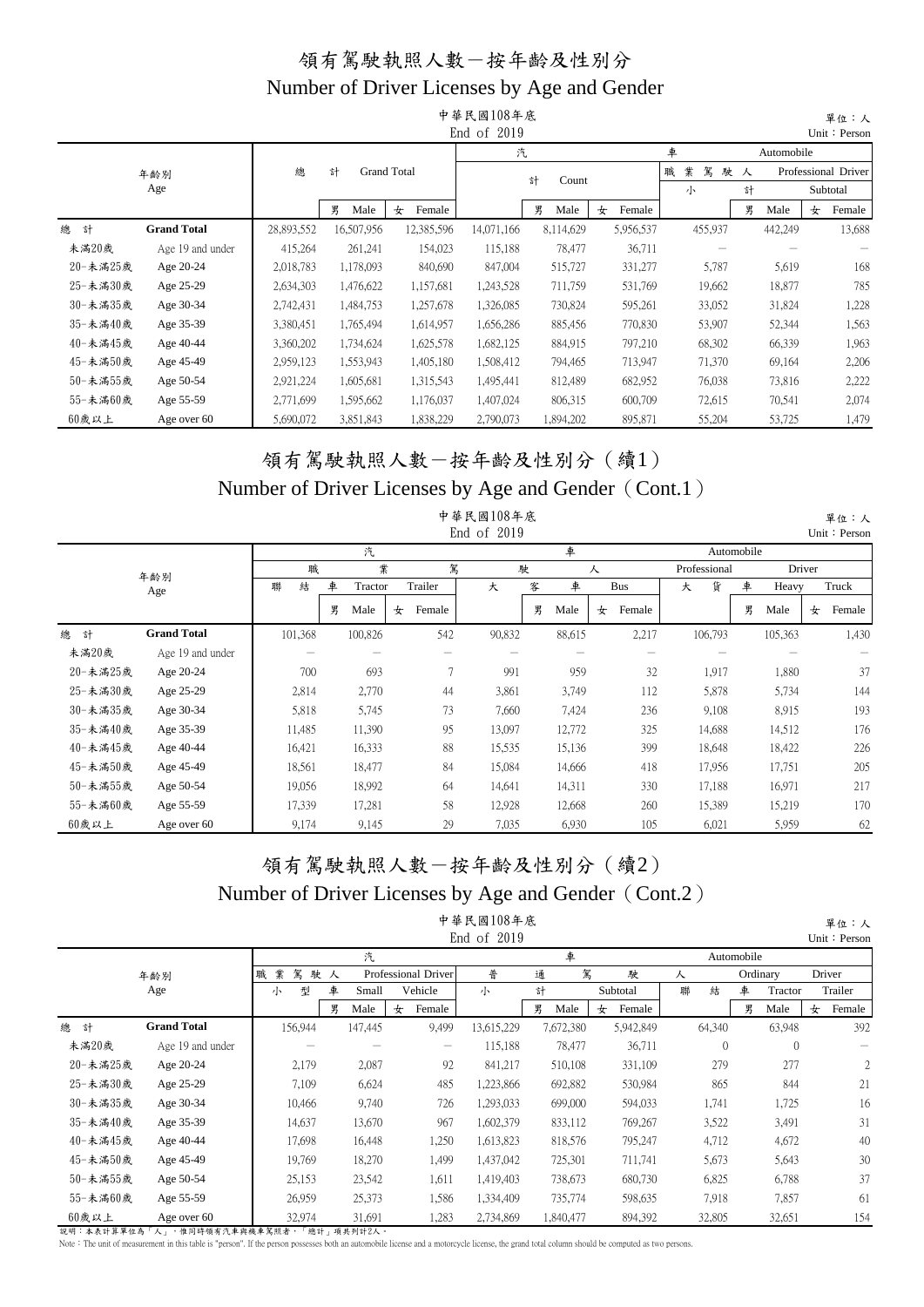# 領有駕駛執照人數－按年齡及性別分

## Number of Driver Licenses by Age and Gender

中華民國108年底
End of 2019

單位：人
Unit：Person

| 年齡別 Age | | 總計 Grand Total | 男 Male | 女 Female | 汽車 Automobile | 男 Male | 女 Female | 職業駕駛人 Professional Driver 小計 Subtotal | 男 Male | 女 Female |
|---|---|---|---|---|---|---|---|---|---|---|
| | | | | | 計 Count | | | | | |
| 總計 | Grand Total | 28,893,552 | 16,507,956 | 12,385,596 | 14,071,166 | 8,114,629 | 5,956,537 | 455,937 | 442,249 | 13,688 |
| 未滿20歲 | Age 19 and under | 415,264 | 261,241 | 154,023 | 115,188 | 78,477 | 36,711 | － | － | － |
| 20-未滿25歲 | Age 20-24 | 2,018,783 | 1,178,093 | 840,690 | 847,004 | 515,727 | 331,277 | 5,787 | 5,619 | 168 |
| 25-未滿30歲 | Age 25-29 | 2,634,303 | 1,476,622 | 1,157,681 | 1,243,528 | 711,759 | 531,769 | 19,662 | 18,877 | 785 |
| 30-未滿35歲 | Age 30-34 | 2,742,431 | 1,484,753 | 1,257,678 | 1,326,085 | 730,824 | 595,261 | 33,052 | 31,824 | 1,228 |
| 35-未滿40歲 | Age 35-39 | 3,380,451 | 1,765,494 | 1,614,957 | 1,656,286 | 885,456 | 770,830 | 53,907 | 52,344 | 1,563 |
| 40-未滿45歲 | Age 40-44 | 3,360,202 | 1,734,624 | 1,625,578 | 1,682,125 | 884,915 | 797,210 | 68,302 | 66,339 | 1,963 |
| 45-未滿50歲 | Age 45-49 | 2,959,123 | 1,553,943 | 1,405,180 | 1,508,412 | 794,465 | 713,947 | 71,370 | 69,164 | 2,206 |
| 50-未滿55歲 | Age 50-54 | 2,921,224 | 1,605,681 | 1,315,543 | 1,495,441 | 812,489 | 682,952 | 76,038 | 73,816 | 2,222 |
| 55-未滿60歲 | Age 55-59 | 2,771,699 | 1,595,662 | 1,176,037 | 1,407,024 | 806,315 | 600,709 | 72,615 | 70,541 | 2,074 |
| 60歲以上 | Age over 60 | 5,690,072 | 3,851,843 | 1,838,229 | 2,790,073 | 1,894,202 | 895,871 | 55,204 | 53,725 | 1,479 |

# 領有駕駛執照人數－按年齡及性別分（續1）

## Number of Driver Licenses by Age and Gender（Cont.1）

中華民國108年底
End of 2019

單位：人
Unit：Person

| 年齡別 Age | | 汽車職業駕駛人 Automobile Professional Driver 聯結車 Tractor Trailer | 男 Male | 女 Female | 大客車 Bus | 男 Male | 女 Female | 大貨車 Heavy Truck | 男 Male | 女 Female |
|---|---|---|---|---|---|---|---|---|---|---|
| 總計 | Grand Total | 101,368 | 100,826 | 542 | 90,832 | 88,615 | 2,217 | 106,793 | 105,363 | 1,430 |
| 未滿20歲 | Age 19 and under | － | － | － | － | － | － | － | － | － |
| 20-未滿25歲 | Age 20-24 | 700 | 693 | 7 | 991 | 959 | 32 | 1,917 | 1,880 | 37 |
| 25-未滿30歲 | Age 25-29 | 2,814 | 2,770 | 44 | 3,861 | 3,749 | 112 | 5,878 | 5,734 | 144 |
| 30-未滿35歲 | Age 30-34 | 5,818 | 5,745 | 73 | 7,660 | 7,424 | 236 | 9,108 | 8,915 | 193 |
| 35-未滿40歲 | Age 35-39 | 11,485 | 11,390 | 95 | 13,097 | 12,772 | 325 | 14,688 | 14,512 | 176 |
| 40-未滿45歲 | Age 40-44 | 16,421 | 16,333 | 88 | 15,535 | 15,136 | 399 | 18,648 | 18,422 | 226 |
| 45-未滿50歲 | Age 45-49 | 18,561 | 18,477 | 84 | 15,084 | 14,666 | 418 | 17,956 | 17,751 | 205 |
| 50-未滿55歲 | Age 50-54 | 19,056 | 18,992 | 64 | 14,641 | 14,311 | 330 | 17,188 | 16,971 | 217 |
| 55-未滿60歲 | Age 55-59 | 17,339 | 17,281 | 58 | 12,928 | 12,668 | 260 | 15,389 | 15,219 | 170 |
| 60歲以上 | Age over 60 | 9,174 | 9,145 | 29 | 7,035 | 6,930 | 105 | 6,021 | 5,959 | 62 |

# 領有駕駛執照人數－按年齡及性別分（續2）

## Number of Driver Licenses by Age and Gender（Cont.2）

中華民國108年底
End of 2019

單位：人
Unit：Person

| 年齡別 Age | | 汽車職業駕駛人 Professional Driver 小型車 Small Vehicle | 男 Male | 女 Female | 普通駕駛人 Ordinary Driver 小計 Subtotal | 男 Male | 女 Female | 聯結車 Tractor Trailer | 男 Male | 女 Female |
|---|---|---|---|---|---|---|---|---|---|---|
| 總計 | Grand Total | 156,944 | 147,445 | 9,499 | 13,615,229 | 7,672,380 | 5,942,849 | 64,340 | 63,948 | 392 |
| 未滿20歲 | Age 19 and under | － | － | － | 115,188 | 78,477 | 36,711 | 0 | 0 | － |
| 20-未滿25歲 | Age 20-24 | 2,179 | 2,087 | 92 | 841,217 | 510,108 | 331,109 | 279 | 277 | 2 |
| 25-未滿30歲 | Age 25-29 | 7,109 | 6,624 | 485 | 1,223,866 | 692,882 | 530,984 | 865 | 844 | 21 |
| 30-未滿35歲 | Age 30-34 | 10,466 | 9,740 | 726 | 1,293,033 | 699,000 | 594,033 | 1,741 | 1,725 | 16 |
| 35-未滿40歲 | Age 35-39 | 14,637 | 13,670 | 967 | 1,602,379 | 833,112 | 769,267 | 3,522 | 3,491 | 31 |
| 40-未滿45歲 | Age 40-44 | 17,698 | 16,448 | 1,250 | 1,613,823 | 818,576 | 795,247 | 4,712 | 4,672 | 40 |
| 45-未滿50歲 | Age 45-49 | 19,769 | 18,270 | 1,499 | 1,437,042 | 725,301 | 711,741 | 5,673 | 5,643 | 30 |
| 50-未滿55歲 | Age 50-54 | 25,153 | 23,542 | 1,611 | 1,419,403 | 738,673 | 680,730 | 6,825 | 6,788 | 37 |
| 55-未滿60歲 | Age 55-59 | 26,959 | 25,373 | 1,586 | 1,334,409 | 735,774 | 598,635 | 7,918 | 7,857 | 61 |
| 60歲以上 | Age over 60 | 32,974 | 31,691 | 1,283 | 2,734,869 | 1,840,477 | 894,392 | 32,805 | 32,651 | 154 |

說明：本表計算單位為「人」，惟同時領有汽車與機車駕照者，「總計」項共列計2人。
Note：The unit of measurement in this table is "person". If the person possesses both an automobile license and a motorcycle license, the grand total column should be computed as two persons.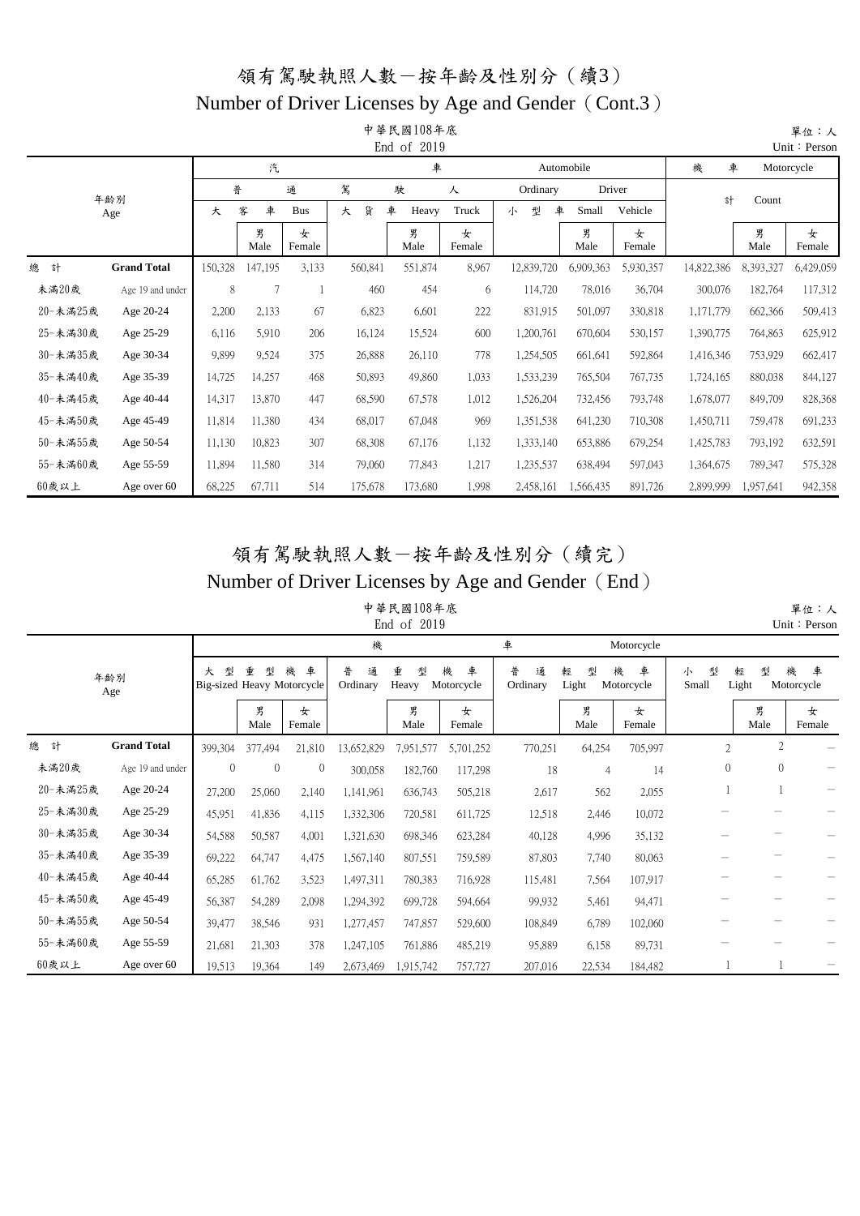# 領有駕駛執照人數－按年齡及性別分（續3）

## Number of Driver Licenses by Age and Gender（Cont.3）

中華民國108年底
End of 2019

單位：人
Unit：Person

| 年齡別 Age | | 汽車駕駛人 Automobile Driver | | | | | | | | | 機車 Motorcycle | | |
|---|---|---|---|---|---|---|---|---|---|---|---|---|---|
| | | 普通 Ordinary | | | | | | | | | 計 Count | | |
| | | 大客車 Bus | | | 大貨車 Heavy Truck | | | 小型車 Small Vehicle | | | | | |
| | | | 男 Male | 女 Female | | 男 Male | 女 Female | | 男 Male | 女 Female | | 男 Male | 女 Female |
| 總計 | **Grand Total** | 150,328 | 147,195 | 3,133 | 560,841 | 551,874 | 8,967 | 12,839,720 | 6,909,363 | 5,930,357 | 14,822,386 | 8,393,327 | 6,429,059 |
| 未滿20歲 | Age 19 and under | 8 | 7 | 1 | 460 | 454 | 6 | 114,720 | 78,016 | 36,704 | 300,076 | 182,764 | 117,312 |
| 20-未滿25歲 | Age 20-24 | 2,200 | 2,133 | 67 | 6,823 | 6,601 | 222 | 831,915 | 501,097 | 330,818 | 1,171,779 | 662,366 | 509,413 |
| 25-未滿30歲 | Age 25-29 | 6,116 | 5,910 | 206 | 16,124 | 15,524 | 600 | 1,200,761 | 670,604 | 530,157 | 1,390,775 | 764,863 | 625,912 |
| 30-未滿35歲 | Age 30-34 | 9,899 | 9,524 | 375 | 26,888 | 26,110 | 778 | 1,254,505 | 661,641 | 592,864 | 1,416,346 | 753,929 | 662,417 |
| 35-未滿40歲 | Age 35-39 | 14,725 | 14,257 | 468 | 50,893 | 49,860 | 1,033 | 1,533,239 | 765,504 | 767,735 | 1,724,165 | 880,038 | 844,127 |
| 40-未滿45歲 | Age 40-44 | 14,317 | 13,870 | 447 | 68,590 | 67,578 | 1,012 | 1,526,204 | 732,456 | 793,748 | 1,678,077 | 849,709 | 828,368 |
| 45-未滿50歲 | Age 45-49 | 11,814 | 11,380 | 434 | 68,017 | 67,048 | 969 | 1,351,538 | 641,230 | 710,308 | 1,450,711 | 759,478 | 691,233 |
| 50-未滿55歲 | Age 50-54 | 11,130 | 10,823 | 307 | 68,308 | 67,176 | 1,132 | 1,333,140 | 653,886 | 679,254 | 1,425,783 | 793,192 | 632,591 |
| 55-未滿60歲 | Age 55-59 | 11,894 | 11,580 | 314 | 79,060 | 77,843 | 1,217 | 1,235,537 | 638,494 | 597,043 | 1,364,675 | 789,347 | 575,328 |
| 60歲以上 | Age over 60 | 68,225 | 67,711 | 514 | 175,678 | 173,680 | 1,998 | 2,458,161 | 1,566,435 | 891,726 | 2,899,999 | 1,957,641 | 942,358 |

# 領有駕駛執照人數－按年齡及性別分（續完）

## Number of Driver Licenses by Age and Gender（End）

中華民國108年底
End of 2019

單位：人
Unit：Person

| 年齡別 Age | | 機車 Motorcycle | | | | | | | | | | | |
|---|---|---|---|---|---|---|---|---|---|---|---|---|---|
| | | 大型重型機車 Big-sized Heavy Motorcycle | | | 普通重型機車 Ordinary Heavy Motorcycle | | | 普通輕型機車 Ordinary Light Motorcycle | | | 小型輕型機車 Small Light Motorcycle | | |
| | | | 男 Male | 女 Female | | 男 Male | 女 Female | | 男 Male | 女 Female | | 男 Male | 女 Female |
| 總計 | **Grand Total** | 399,304 | 377,494 | 21,810 | 13,652,829 | 7,951,577 | 5,701,252 | 770,251 | 64,254 | 705,997 | 2 | 2 | － |
| 未滿20歲 | Age 19 and under | 0 | 0 | 0 | 300,058 | 182,760 | 117,298 | 18 | 4 | 14 | 0 | 0 | － |
| 20-未滿25歲 | Age 20-24 | 27,200 | 25,060 | 2,140 | 1,141,961 | 636,743 | 505,218 | 2,617 | 562 | 2,055 | 1 | 1 | － |
| 25-未滿30歲 | Age 25-29 | 45,951 | 41,836 | 4,115 | 1,332,306 | 720,581 | 611,725 | 12,518 | 2,446 | 10,072 | － | － | － |
| 30-未滿35歲 | Age 30-34 | 54,588 | 50,587 | 4,001 | 1,321,630 | 698,346 | 623,284 | 40,128 | 4,996 | 35,132 | － | － | － |
| 35-未滿40歲 | Age 35-39 | 69,222 | 64,747 | 4,475 | 1,567,140 | 807,551 | 759,589 | 87,803 | 7,740 | 80,063 | － | － | － |
| 40-未滿45歲 | Age 40-44 | 65,285 | 61,762 | 3,523 | 1,497,311 | 780,383 | 716,928 | 115,481 | 7,564 | 107,917 | － | － | － |
| 45-未滿50歲 | Age 45-49 | 56,387 | 54,289 | 2,098 | 1,294,392 | 699,728 | 594,664 | 99,932 | 5,461 | 94,471 | － | － | － |
| 50-未滿55歲 | Age 50-54 | 39,477 | 38,546 | 931 | 1,277,457 | 747,857 | 529,600 | 108,849 | 6,789 | 102,060 | － | － | － |
| 55-未滿60歲 | Age 55-59 | 21,681 | 21,303 | 378 | 1,247,105 | 761,886 | 485,219 | 95,889 | 6,158 | 89,731 | － | － | － |
| 60歲以上 | Age over 60 | 19,513 | 19,364 | 149 | 2,673,469 | 1,915,742 | 757,727 | 207,016 | 22,534 | 184,482 | 1 | 1 | － |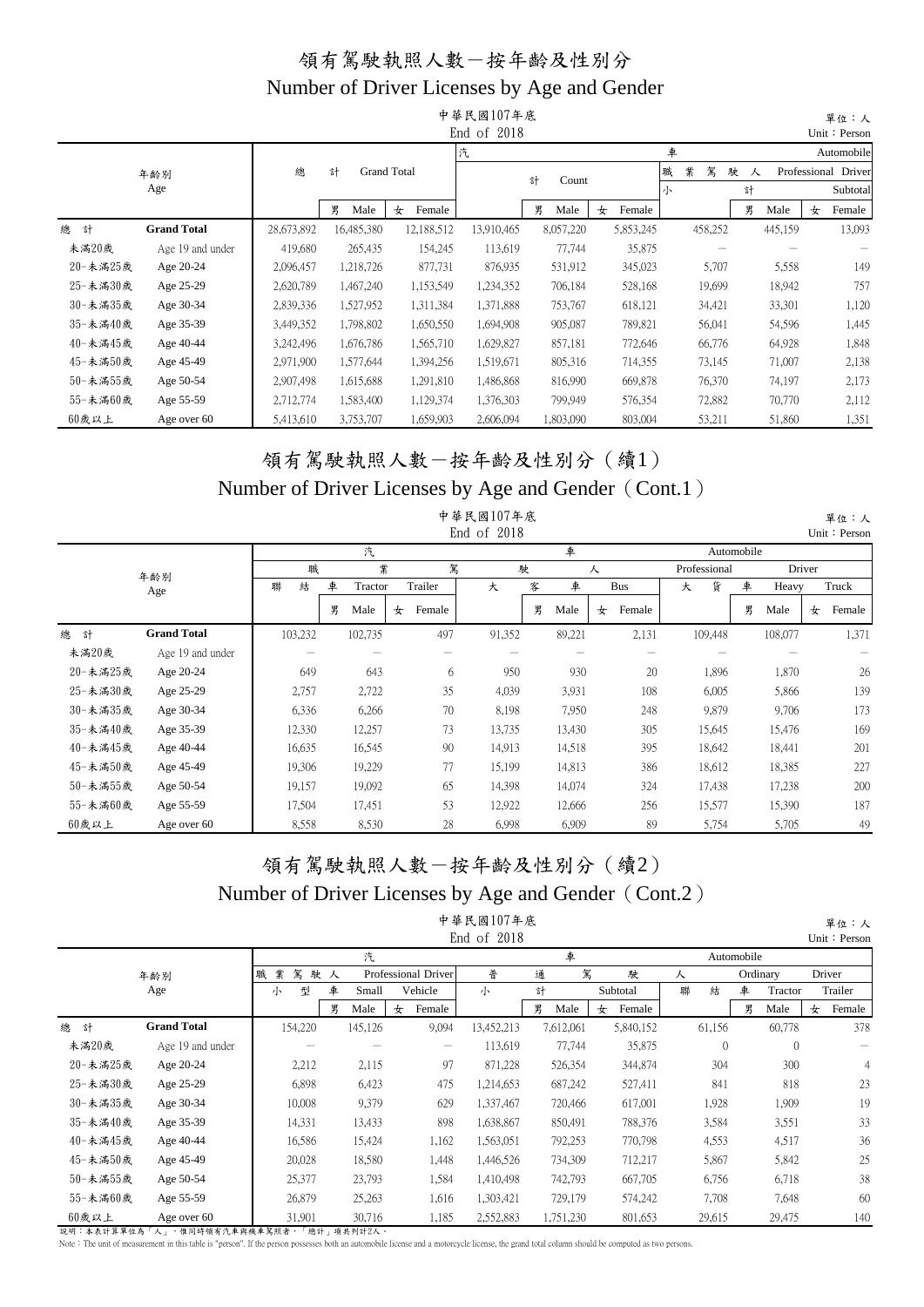# 領有駕駛執照人數－按年齡及性別分

## Number of Driver Licenses by Age and Gender

中華民國107年底
End of 2018

單位：人
Unit：Person

| 年齡別 Age | | 總計 Grand Total | 男 Male | 女 Female | 汽車 Automobile 計 Count | 男 Male | 女 Female | 職業駕駛人 Professional Driver 小計 Subtotal | 男 Male | 女 Female |
|---|---|---|---|---|---|---|---|---|---|---|
| 總計 | Grand Total | 28,673,892 | 16,485,380 | 12,188,512 | 13,910,465 | 8,057,220 | 5,853,245 | 458,252 | 445,159 | 13,093 |
| 未滿20歲 | Age 19 and under | 419,680 | 265,435 | 154,245 | 113,619 | 77,744 | 35,875 | － | － | － |
| 20-未滿25歲 | Age 20-24 | 2,096,457 | 1,218,726 | 877,731 | 876,935 | 531,912 | 345,023 | 5,707 | 5,558 | 149 |
| 25-未滿30歲 | Age 25-29 | 2,620,789 | 1,467,240 | 1,153,549 | 1,234,352 | 706,184 | 528,168 | 19,699 | 18,942 | 757 |
| 30-未滿35歲 | Age 30-34 | 2,839,336 | 1,527,952 | 1,311,384 | 1,371,888 | 753,767 | 618,121 | 34,421 | 33,301 | 1,120 |
| 35-未滿40歲 | Age 35-39 | 3,449,352 | 1,798,802 | 1,650,550 | 1,694,908 | 905,087 | 789,821 | 56,041 | 54,596 | 1,445 |
| 40-未滿45歲 | Age 40-44 | 3,242,496 | 1,676,786 | 1,565,710 | 1,629,827 | 857,181 | 772,646 | 66,776 | 64,928 | 1,848 |
| 45-未滿50歲 | Age 45-49 | 2,971,900 | 1,577,644 | 1,394,256 | 1,519,671 | 805,316 | 714,355 | 73,145 | 71,007 | 2,138 |
| 50-未滿55歲 | Age 50-54 | 2,907,498 | 1,615,688 | 1,291,810 | 1,486,868 | 816,990 | 669,878 | 76,370 | 74,197 | 2,173 |
| 55-未滿60歲 | Age 55-59 | 2,712,774 | 1,583,400 | 1,129,374 | 1,376,303 | 799,949 | 576,354 | 72,882 | 70,770 | 2,112 |
| 60歲以上 | Age over 60 | 5,413,610 | 3,753,707 | 1,659,903 | 2,606,094 | 1,803,090 | 803,004 | 53,211 | 51,860 | 1,351 |

# 領有駕駛執照人數－按年齡及性別分（續1）

## Number of Driver Licenses by Age and Gender（Cont.1）

中華民國107年底
End of 2018

單位：人
Unit：Person

| 年齡別 Age | | 汽車職業駕駛人 Automobile Professional Driver 聯結車 Tractor Trailer | 男 Male | 女 Female | 大客車 Bus | 男 Male | 女 Female | 大貨車 Heavy Truck | 男 Male | 女 Female |
|---|---|---|---|---|---|---|---|---|---|---|
| 總計 | Grand Total | 103,232 | 102,735 | 497 | 91,352 | 89,221 | 2,131 | 109,448 | 108,077 | 1,371 |
| 未滿20歲 | Age 19 and under | － | － | － | － | － | － | － | － | － |
| 20-未滿25歲 | Age 20-24 | 649 | 643 | 6 | 950 | 930 | 20 | 1,896 | 1,870 | 26 |
| 25-未滿30歲 | Age 25-29 | 2,757 | 2,722 | 35 | 4,039 | 3,931 | 108 | 6,005 | 5,866 | 139 |
| 30-未滿35歲 | Age 30-34 | 6,336 | 6,266 | 70 | 8,198 | 7,950 | 248 | 9,879 | 9,706 | 173 |
| 35-未滿40歲 | Age 35-39 | 12,330 | 12,257 | 73 | 13,735 | 13,430 | 305 | 15,645 | 15,476 | 169 |
| 40-未滿45歲 | Age 40-44 | 16,635 | 16,545 | 90 | 14,913 | 14,518 | 395 | 18,642 | 18,441 | 201 |
| 45-未滿50歲 | Age 45-49 | 19,306 | 19,229 | 77 | 15,199 | 14,813 | 386 | 18,612 | 18,385 | 227 |
| 50-未滿55歲 | Age 50-54 | 19,157 | 19,092 | 65 | 14,398 | 14,074 | 324 | 17,438 | 17,238 | 200 |
| 55-未滿60歲 | Age 55-59 | 17,504 | 17,451 | 53 | 12,922 | 12,666 | 256 | 15,577 | 15,390 | 187 |
| 60歲以上 | Age over 60 | 8,558 | 8,530 | 28 | 6,998 | 6,909 | 89 | 5,754 | 5,705 | 49 |

# 領有駕駛執照人數－按年齡及性別分（續2）

## Number of Driver Licenses by Age and Gender（Cont.2）

中華民國107年底
End of 2018

單位：人
Unit：Person

| 年齡別 Age | | 汽車 Automobile 職業駕駛人 Professional Driver 小型車 Small Vehicle | 男 Male | 女 Female | 普通駕駛人 Ordinary Driver 小計 Subtotal | 男 Male | 女 Female | 聯結車 Tractor Trailer | 男 Male | 女 Female |
|---|---|---|---|---|---|---|---|---|---|---|
| 總計 | Grand Total | 154,220 | 145,126 | 9,094 | 13,452,213 | 7,612,061 | 5,840,152 | 61,156 | 60,778 | 378 |
| 未滿20歲 | Age 19 and under | － | － | － | 113,619 | 77,744 | 35,875 | 0 | 0 | － |
| 20-未滿25歲 | Age 20-24 | 2,212 | 2,115 | 97 | 871,228 | 526,354 | 344,874 | 304 | 300 | 4 |
| 25-未滿30歲 | Age 25-29 | 6,898 | 6,423 | 475 | 1,214,653 | 687,242 | 527,411 | 841 | 818 | 23 |
| 30-未滿35歲 | Age 30-34 | 10,008 | 9,379 | 629 | 1,337,467 | 720,466 | 617,001 | 1,928 | 1,909 | 19 |
| 35-未滿40歲 | Age 35-39 | 14,331 | 13,433 | 898 | 1,638,867 | 850,491 | 788,376 | 3,584 | 3,551 | 33 |
| 40-未滿45歲 | Age 40-44 | 16,586 | 15,424 | 1,162 | 1,563,051 | 792,253 | 770,798 | 4,553 | 4,517 | 36 |
| 45-未滿50歲 | Age 45-49 | 20,028 | 18,580 | 1,448 | 1,446,526 | 734,309 | 712,217 | 5,867 | 5,842 | 25 |
| 50-未滿55歲 | Age 50-54 | 25,377 | 23,793 | 1,584 | 1,410,498 | 742,793 | 667,705 | 6,756 | 6,718 | 38 |
| 55-未滿60歲 | Age 55-59 | 26,879 | 25,263 | 1,616 | 1,303,421 | 729,179 | 574,242 | 7,708 | 7,648 | 60 |
| 60歲以上 | Age over 60 | 31,901 | 30,716 | 1,185 | 2,552,883 | 1,751,230 | 801,653 | 29,615 | 29,475 | 140 |

說明：本表計算單位為「人」，惟同時領有汽車與機車駕照者，「總計」項共列計2人。

Note：The unit of measurement in this table is "person". If the person possesses both an automobile license and a motorcycle license, the grand total column should be computed as two persons.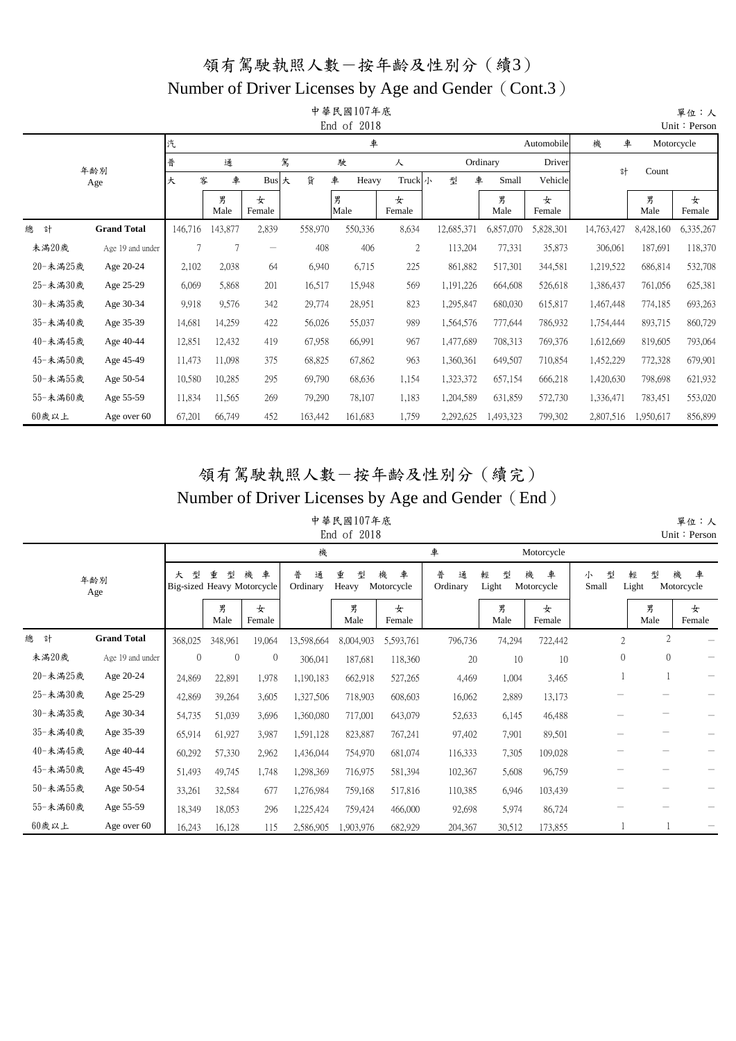# 領有駕駛執照人數－按年齡及性別分（續3）

## Number of Driver Licenses by Age and Gender（Cont.3）

中華民國107年底

End of 2018

單位：人

Unit：Person

| 年齡別 Age | | 汽車普通駕駛人 Automobile Ordinary Driver | | | | | | | | | 機車 Motorcycle | | |
|---|---|---|---|---|---|---|---|---|---|---|---|---|---|
| | | 大客車 Bus | | | 大貨車 Heavy Truck | | | 小型車 Small Vehicle | | | 計 Count | | |
| | | | 男 Male | 女 Female | | 男 Male | 女 Female | | 男 Male | 女 Female | | 男 Male | 女 Female |
| 總計 | **Grand Total** | 146,716 | 143,877 | 2,839 | 558,970 | 550,336 | 8,634 | 12,685,371 | 6,857,070 | 5,828,301 | 14,763,427 | 8,428,160 | 6,335,267 |
| 未滿20歲 | Age 19 and under | 7 | 7 | － | 408 | 406 | 2 | 113,204 | 77,331 | 35,873 | 306,061 | 187,691 | 118,370 |
| 20-未滿25歲 | Age 20-24 | 2,102 | 2,038 | 64 | 6,940 | 6,715 | 225 | 861,882 | 517,301 | 344,581 | 1,219,522 | 686,814 | 532,708 |
| 25-未滿30歲 | Age 25-29 | 6,069 | 5,868 | 201 | 16,517 | 15,948 | 569 | 1,191,226 | 664,608 | 526,618 | 1,386,437 | 761,056 | 625,381 |
| 30-未滿35歲 | Age 30-34 | 9,918 | 9,576 | 342 | 29,774 | 28,951 | 823 | 1,295,847 | 680,030 | 615,817 | 1,467,448 | 774,185 | 693,263 |
| 35-未滿40歲 | Age 35-39 | 14,681 | 14,259 | 422 | 56,026 | 55,037 | 989 | 1,564,576 | 777,644 | 786,932 | 1,754,444 | 893,715 | 860,729 |
| 40-未滿45歲 | Age 40-44 | 12,851 | 12,432 | 419 | 67,958 | 66,991 | 967 | 1,477,689 | 708,313 | 769,376 | 1,612,669 | 819,605 | 793,064 |
| 45-未滿50歲 | Age 45-49 | 11,473 | 11,098 | 375 | 68,825 | 67,862 | 963 | 1,360,361 | 649,507 | 710,854 | 1,452,229 | 772,328 | 679,901 |
| 50-未滿55歲 | Age 50-54 | 10,580 | 10,285 | 295 | 69,790 | 68,636 | 1,154 | 1,323,372 | 657,154 | 666,218 | 1,420,630 | 798,698 | 621,932 |
| 55-未滿60歲 | Age 55-59 | 11,834 | 11,565 | 269 | 79,290 | 78,107 | 1,183 | 1,204,589 | 631,859 | 572,730 | 1,336,471 | 783,451 | 553,020 |
| 60歲以上 | Age over 60 | 67,201 | 66,749 | 452 | 163,442 | 161,683 | 1,759 | 2,292,625 | 1,493,323 | 799,302 | 2,807,516 | 1,950,617 | 856,899 |

# 領有駕駛執照人數－按年齡及性別分（續完）

## Number of Driver Licenses by Age and Gender（End）

中華民國107年底

End of 2018

單位：人

Unit：Person

| 年齡別 Age | | 機車 Motorcycle | | | | | | | | | | | |
|---|---|---|---|---|---|---|---|---|---|---|---|---|---|
| | | 大型重型機車 Big-sized Heavy Motorcycle | | | 普通重型機車 Ordinary Heavy Motorcycle | | | 普通輕型機車 Ordinary Light Motorcycle | | | 小型輕型機車 Small Light Motorcycle | | |
| | | | 男 Male | 女 Female | | 男 Male | 女 Female | | 男 Male | 女 Female | | 男 Male | 女 Female |
| 總計 | **Grand Total** | 368,025 | 348,961 | 19,064 | 13,598,664 | 8,004,903 | 5,593,761 | 796,736 | 74,294 | 722,442 | 2 | 2 | － |
| 未滿20歲 | Age 19 and under | 0 | 0 | 0 | 306,041 | 187,681 | 118,360 | 20 | 10 | 10 | 0 | 0 | － |
| 20-未滿25歲 | Age 20-24 | 24,869 | 22,891 | 1,978 | 1,190,183 | 662,918 | 527,265 | 4,469 | 1,004 | 3,465 | 1 | 1 | － |
| 25-未滿30歲 | Age 25-29 | 42,869 | 39,264 | 3,605 | 1,327,506 | 718,903 | 608,603 | 16,062 | 2,889 | 13,173 | － | － | － |
| 30-未滿35歲 | Age 30-34 | 54,735 | 51,039 | 3,696 | 1,360,080 | 717,001 | 643,079 | 52,633 | 6,145 | 46,488 | － | － | － |
| 35-未滿40歲 | Age 35-39 | 65,914 | 61,927 | 3,987 | 1,591,128 | 823,887 | 767,241 | 97,402 | 7,901 | 89,501 | － | － | － |
| 40-未滿45歲 | Age 40-44 | 60,292 | 57,330 | 2,962 | 1,436,044 | 754,970 | 681,074 | 116,333 | 7,305 | 109,028 | － | － | － |
| 45-未滿50歲 | Age 45-49 | 51,493 | 49,745 | 1,748 | 1,298,369 | 716,975 | 581,394 | 102,367 | 5,608 | 96,759 | － | － | － |
| 50-未滿55歲 | Age 50-54 | 33,261 | 32,584 | 677 | 1,276,984 | 759,168 | 517,816 | 110,385 | 6,946 | 103,439 | － | － | － |
| 55-未滿60歲 | Age 55-59 | 18,349 | 18,053 | 296 | 1,225,424 | 759,424 | 466,000 | 92,698 | 5,974 | 86,724 | － | － | － |
| 60歲以上 | Age over 60 | 16,243 | 16,128 | 115 | 2,586,905 | 1,903,976 | 682,929 | 204,367 | 30,512 | 173,855 | 1 | 1 | － |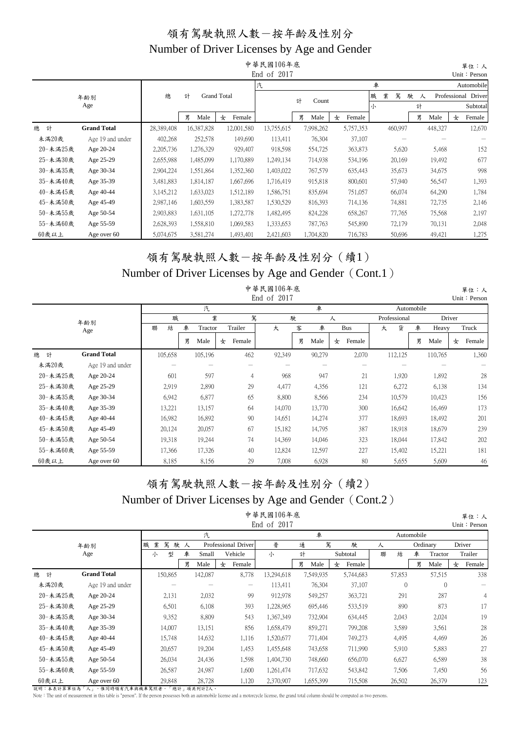# 領有駕駛執照人數－按年齡及性別分

## Number of Driver Licenses by Age and Gender

中華民國106年底
End of 2017

單位：人
Unit：Person

| 年齡別 Age | | 總計 Grand Total | 男 Male | 女 Female | 汽車 Automobile 計 Count | 男 Male | 女 Female | 職業駕駛人 Professional Driver 小計 Subtotal | 男 Male | 女 Female |
|---|---|---|---|---|---|---|---|---|---|---|
| 總　計 | Grand Total | 28,389,408 | 16,387,828 | 12,001,580 | 13,755,615 | 7,998,262 | 5,757,353 | 460,997 | 448,327 | 12,670 |
| 未滿20歲 | Age 19 and under | 402,268 | 252,578 | 149,690 | 113,411 | 76,304 | 37,107 | － | － | － |
| 20-未滿25歲 | Age 20-24 | 2,205,736 | 1,276,329 | 929,407 | 918,598 | 554,725 | 363,873 | 5,620 | 5,468 | 152 |
| 25-未滿30歲 | Age 25-29 | 2,655,988 | 1,485,099 | 1,170,889 | 1,249,134 | 714,938 | 534,196 | 20,169 | 19,492 | 677 |
| 30-未滿35歲 | Age 30-34 | 2,904,224 | 1,551,864 | 1,352,360 | 1,403,022 | 767,579 | 635,443 | 35,673 | 34,675 | 998 |
| 35-未滿40歲 | Age 35-39 | 3,481,883 | 1,814,187 | 1,667,696 | 1,716,419 | 915,818 | 800,601 | 57,940 | 56,547 | 1,393 |
| 40-未滿45歲 | Age 40-44 | 3,145,212 | 1,633,023 | 1,512,189 | 1,586,751 | 835,694 | 751,057 | 66,074 | 64,290 | 1,784 |
| 45-未滿50歲 | Age 45-49 | 2,987,146 | 1,603,559 | 1,383,587 | 1,530,529 | 816,393 | 714,136 | 74,881 | 72,735 | 2,146 |
| 50-未滿55歲 | Age 50-54 | 2,903,883 | 1,631,105 | 1,272,778 | 1,482,495 | 824,228 | 658,267 | 77,765 | 75,568 | 2,197 |
| 55-未滿60歲 | Age 55-59 | 2,628,393 | 1,558,810 | 1,069,583 | 1,333,653 | 787,763 | 545,890 | 72,179 | 70,131 | 2,048 |
| 60歲以上 | Age over 60 | 5,074,675 | 3,581,274 | 1,493,401 | 2,421,603 | 1,704,820 | 716,783 | 50,696 | 49,421 | 1,275 |

# 領有駕駛執照人數－按年齡及性別分（續1）

## Number of Driver Licenses by Age and Gender（Cont.1）

中華民國106年底
End of 2017

單位：人
Unit：Person

| 年齡別 Age | | 汽車職業駕駛人 Automobile Professional Driver 聯結車 Tractor Trailer | 男 Male | 女 Female | 大客車 Bus | 男 Male | 女 Female | 大貨車 Heavy Truck | 男 Male | 女 Female |
|---|---|---|---|---|---|---|---|---|---|---|
| 總　計 | Grand Total | 105,658 | 105,196 | 462 | 92,349 | 90,279 | 2,070 | 112,125 | 110,765 | 1,360 |
| 未滿20歲 | Age 19 and under | － | － | － | － | － | － | － | － | － |
| 20-未滿25歲 | Age 20-24 | 601 | 597 | 4 | 968 | 947 | 21 | 1,920 | 1,892 | 28 |
| 25-未滿30歲 | Age 25-29 | 2,919 | 2,890 | 29 | 4,477 | 4,356 | 121 | 6,272 | 6,138 | 134 |
| 30-未滿35歲 | Age 30-34 | 6,942 | 6,877 | 65 | 8,800 | 8,566 | 234 | 10,579 | 10,423 | 156 |
| 35-未滿40歲 | Age 35-39 | 13,221 | 13,157 | 64 | 14,070 | 13,770 | 300 | 16,642 | 16,469 | 173 |
| 40-未滿45歲 | Age 40-44 | 16,982 | 16,892 | 90 | 14,651 | 14,274 | 377 | 18,693 | 18,492 | 201 |
| 45-未滿50歲 | Age 45-49 | 20,124 | 20,057 | 67 | 15,182 | 14,795 | 387 | 18,918 | 18,679 | 239 |
| 50-未滿55歲 | Age 50-54 | 19,318 | 19,244 | 74 | 14,369 | 14,046 | 323 | 18,044 | 17,842 | 202 |
| 55-未滿60歲 | Age 55-59 | 17,366 | 17,326 | 40 | 12,824 | 12,597 | 227 | 15,402 | 15,221 | 181 |
| 60歲以上 | Age over 60 | 8,185 | 8,156 | 29 | 7,008 | 6,928 | 80 | 5,655 | 5,609 | 46 |

# 領有駕駛執照人數－按年齡及性別分（續2）

## Number of Driver Licenses by Age and Gender（Cont.2）

中華民國106年底
End of 2017

單位：人
Unit：Person

| 年齡別 Age | | 汽車 Automobile 職業駕駛人 Professional Driver 小型車 Small Vehicle | 男 Male | 女 Female | 普通駕駛人 Ordinary Driver 小計 Subtotal | 男 Male | 女 Female | 聯結車 Tractor Trailer | 男 Male | 女 Female |
|---|---|---|---|---|---|---|---|---|---|---|
| 總　計 | Grand Total | 150,865 | 142,087 | 8,778 | 13,294,618 | 7,549,935 | 5,744,683 | 57,853 | 57,515 | 338 |
| 未滿20歲 | Age 19 and under | － | － | － | 113,411 | 76,304 | 37,107 | 0 | 0 | － |
| 20-未滿25歲 | Age 20-24 | 2,131 | 2,032 | 99 | 912,978 | 549,257 | 363,721 | 291 | 287 | 4 |
| 25-未滿30歲 | Age 25-29 | 6,501 | 6,108 | 393 | 1,228,965 | 695,446 | 533,519 | 890 | 873 | 17 |
| 30-未滿35歲 | Age 30-34 | 9,352 | 8,809 | 543 | 1,367,349 | 732,904 | 634,445 | 2,043 | 2,024 | 19 |
| 35-未滿40歲 | Age 35-39 | 14,007 | 13,151 | 856 | 1,658,479 | 859,271 | 799,208 | 3,589 | 3,561 | 28 |
| 40-未滿45歲 | Age 40-44 | 15,748 | 14,632 | 1,116 | 1,520,677 | 771,404 | 749,273 | 4,495 | 4,469 | 26 |
| 45-未滿50歲 | Age 45-49 | 20,657 | 19,204 | 1,453 | 1,455,648 | 743,658 | 711,990 | 5,910 | 5,883 | 27 |
| 50-未滿55歲 | Age 50-54 | 26,034 | 24,436 | 1,598 | 1,404,730 | 748,660 | 656,070 | 6,627 | 6,589 | 38 |
| 55-未滿60歲 | Age 55-59 | 26,587 | 24,987 | 1,600 | 1,261,474 | 717,632 | 543,842 | 7,506 | 7,450 | 56 |
| 60歲以上 | Age over 60 | 29,848 | 28,728 | 1,120 | 2,370,907 | 1,655,399 | 715,508 | 26,502 | 26,379 | 123 |

說明：本表計算單位為「人」，惟同時領有汽車與機車駕照者，「總計」項共列計2人。

Note：The unit of measurement in this table is "person". If the person possesses both an automobile license and a motorcycle license, the grand total column should be computed as two persons.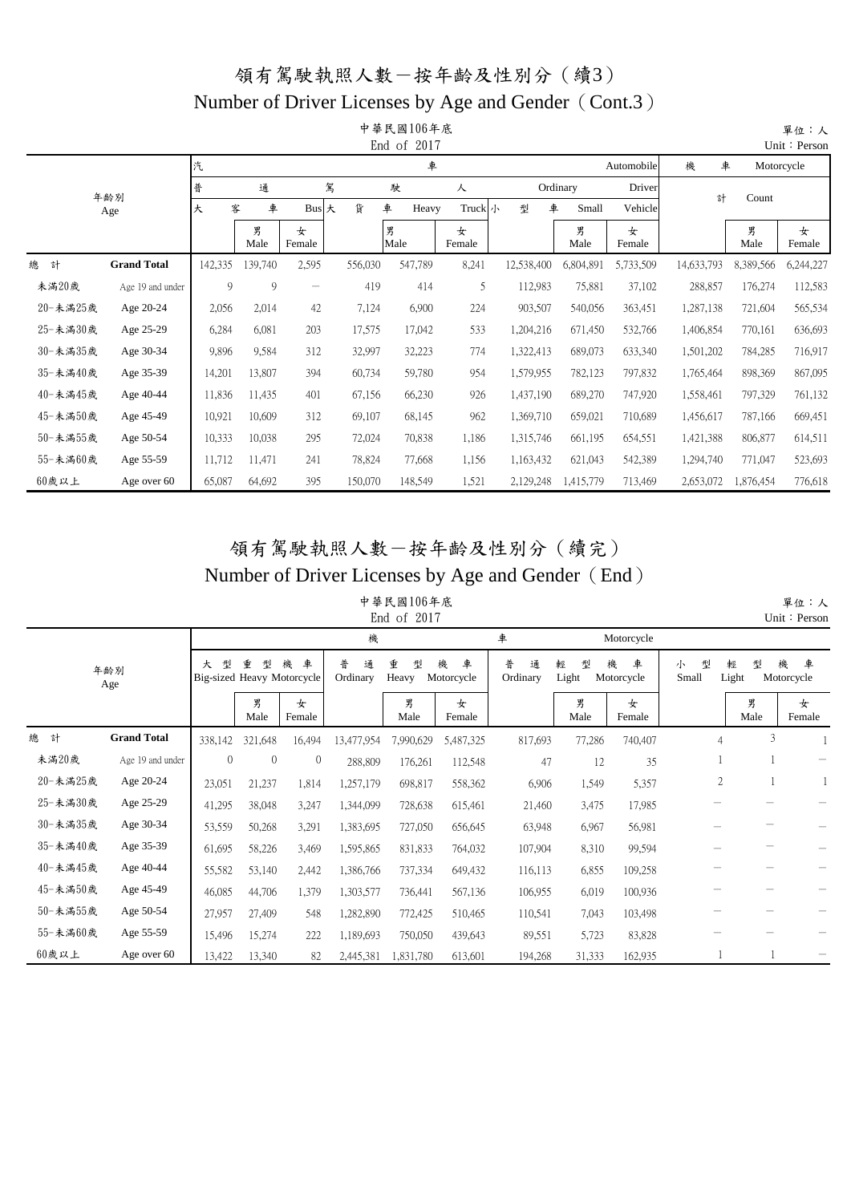# 領有駕駛執照人數－按年齡及性別分（續3）

## Number of Driver Licenses by Age and Gender（Cont.3）

中華民國106年底
End of 2017

單位：人
Unit：Person

| 年齡別 Age | | 汽車駕駛人 Automobile Driver | | | | | | | | | 機車 Motorcycle | | |
|---|---|---|---|---|---|---|---|---|---|---|---|---|---|
| | | 普通 Ordinary | | | | | | | | | | | |
| | | 大客車 Bus | | | 大貨車 Heavy Truck | | | 小型車 Small Vehicle | | | 計 Count | | |
| | | | 男 Male | 女 Female | | 男 Male | 女 Female | | 男 Male | 女 Female | | 男 Male | 女 Female |
| 總計 | Grand Total | 142,335 | 139,740 | 2,595 | 556,030 | 547,789 | 8,241 | 12,538,400 | 6,804,891 | 5,733,509 | 14,633,793 | 8,389,566 | 6,244,227 |
| 未滿20歲 | Age 19 and under | 9 | 9 | － | 419 | 414 | 5 | 112,983 | 75,881 | 37,102 | 288,857 | 176,274 | 112,583 |
| 20-未滿25歲 | Age 20-24 | 2,056 | 2,014 | 42 | 7,124 | 6,900 | 224 | 903,507 | 540,056 | 363,451 | 1,287,138 | 721,604 | 565,534 |
| 25-未滿30歲 | Age 25-29 | 6,284 | 6,081 | 203 | 17,575 | 17,042 | 533 | 1,204,216 | 671,450 | 532,766 | 1,406,854 | 770,161 | 636,693 |
| 30-未滿35歲 | Age 30-34 | 9,896 | 9,584 | 312 | 32,997 | 32,223 | 774 | 1,322,413 | 689,073 | 633,340 | 1,501,202 | 784,285 | 716,917 |
| 35-未滿40歲 | Age 35-39 | 14,201 | 13,807 | 394 | 60,734 | 59,780 | 954 | 1,579,955 | 782,123 | 797,832 | 1,765,464 | 898,369 | 867,095 |
| 40-未滿45歲 | Age 40-44 | 11,836 | 11,435 | 401 | 67,156 | 66,230 | 926 | 1,437,190 | 689,270 | 747,920 | 1,558,461 | 797,329 | 761,132 |
| 45-未滿50歲 | Age 45-49 | 10,921 | 10,609 | 312 | 69,107 | 68,145 | 962 | 1,369,710 | 659,021 | 710,689 | 1,456,617 | 787,166 | 669,451 |
| 50-未滿55歲 | Age 50-54 | 10,333 | 10,038 | 295 | 72,024 | 70,838 | 1,186 | 1,315,746 | 661,195 | 654,551 | 1,421,388 | 806,877 | 614,511 |
| 55-未滿60歲 | Age 55-59 | 11,712 | 11,471 | 241 | 78,824 | 77,668 | 1,156 | 1,163,432 | 621,043 | 542,389 | 1,294,740 | 771,047 | 523,693 |
| 60歲以上 | Age over 60 | 65,087 | 64,692 | 395 | 150,070 | 148,549 | 1,521 | 2,129,248 | 1,415,779 | 713,469 | 2,653,072 | 1,876,454 | 776,618 |

# 領有駕駛執照人數－按年齡及性別分（續完）

## Number of Driver Licenses by Age and Gender（End）

中華民國106年底
End of 2017

單位：人
Unit：Person

| 年齡別 Age | | 機車 Motorcycle | | | | | | | | | | | |
|---|---|---|---|---|---|---|---|---|---|---|---|---|---|
| | | 大型重型機車 Big-sized Heavy Motorcycle | | | 普通重型機車 Ordinary Heavy Motorcycle | | | 普通輕型機車 Ordinary Light Motorcycle | | | 小型輕型機車 Small Light Motorcycle | | |
| | | | 男 Male | 女 Female | | 男 Male | 女 Female | | 男 Male | 女 Female | | 男 Male | 女 Female |
| 總計 | Grand Total | 338,142 | 321,648 | 16,494 | 13,477,954 | 7,990,629 | 5,487,325 | 817,693 | 77,286 | 740,407 | 4 | 3 | 1 |
| 未滿20歲 | Age 19 and under | 0 | 0 | 0 | 288,809 | 176,261 | 112,548 | 47 | 12 | 35 | 1 | 1 | － |
| 20-未滿25歲 | Age 20-24 | 23,051 | 21,237 | 1,814 | 1,257,179 | 698,817 | 558,362 | 6,906 | 1,549 | 5,357 | 2 | 1 | 1 |
| 25-未滿30歲 | Age 25-29 | 41,295 | 38,048 | 3,247 | 1,344,099 | 728,638 | 615,461 | 21,460 | 3,475 | 17,985 | － | － | － |
| 30-未滿35歲 | Age 30-34 | 53,559 | 50,268 | 3,291 | 1,383,695 | 727,050 | 656,645 | 63,948 | 6,967 | 56,981 | － | － | － |
| 35-未滿40歲 | Age 35-39 | 61,695 | 58,226 | 3,469 | 1,595,865 | 831,833 | 764,032 | 107,904 | 8,310 | 99,594 | － | － | － |
| 40-未滿45歲 | Age 40-44 | 55,582 | 53,140 | 2,442 | 1,386,766 | 737,334 | 649,432 | 116,113 | 6,855 | 109,258 | － | － | － |
| 45-未滿50歲 | Age 45-49 | 46,085 | 44,706 | 1,379 | 1,303,577 | 736,441 | 567,136 | 106,955 | 6,019 | 100,936 | － | － | － |
| 50-未滿55歲 | Age 50-54 | 27,957 | 27,409 | 548 | 1,282,890 | 772,425 | 510,465 | 110,541 | 7,043 | 103,498 | － | － | － |
| 55-未滿60歲 | Age 55-59 | 15,496 | 15,274 | 222 | 1,189,693 | 750,050 | 439,643 | 89,551 | 5,723 | 83,828 | － | － | － |
| 60歲以上 | Age over 60 | 13,422 | 13,340 | 82 | 2,445,381 | 1,831,780 | 613,601 | 194,268 | 31,333 | 162,935 | 1 | 1 | － |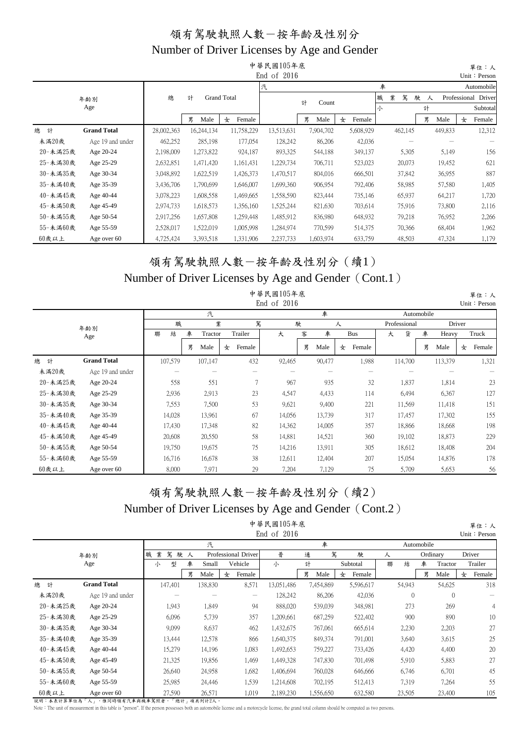# 領有駕駛執照人數－按年齡及性別分

## Number of Driver Licenses by Age and Gender

中華民國105年底
End of 2016

單位：人
Unit：Person

| 年齡別 Age | | 總計 Grand Total | 男 Male | 女 Female | 汽車 Automobile 計 Count | 男 Male | 女 Female | 職業駕駛人 Professional Driver 小計 Subtotal | 男 Male | 女 Female |
|---|---|---|---|---|---|---|---|---|---|---|
| 總計 | Grand Total | 28,002,363 | 16,244,134 | 11,758,229 | 13,513,631 | 7,904,702 | 5,608,929 | 462,145 | 449,833 | 12,312 |
| 未滿20歲 | Age 19 and under | 462,252 | 285,198 | 177,054 | 128,242 | 86,206 | 42,036 | － | － | － |
| 20-未滿25歲 | Age 20-24 | 2,198,009 | 1,273,822 | 924,187 | 893,325 | 544,188 | 349,137 | 5,305 | 5,149 | 156 |
| 25-未滿30歲 | Age 25-29 | 2,632,851 | 1,471,420 | 1,161,431 | 1,229,734 | 706,711 | 523,023 | 20,073 | 19,452 | 621 |
| 30-未滿35歲 | Age 30-34 | 3,048,892 | 1,622,519 | 1,426,373 | 1,470,517 | 804,016 | 666,501 | 37,842 | 36,955 | 887 |
| 35-未滿40歲 | Age 35-39 | 3,436,706 | 1,790,699 | 1,646,007 | 1,699,360 | 906,954 | 792,406 | 58,985 | 57,580 | 1,405 |
| 40-未滿45歲 | Age 40-44 | 3,078,223 | 1,608,558 | 1,469,665 | 1,558,590 | 823,444 | 735,146 | 65,937 | 64,217 | 1,720 |
| 45-未滿50歲 | Age 45-49 | 2,974,733 | 1,618,573 | 1,356,160 | 1,525,244 | 821,630 | 703,614 | 75,916 | 73,800 | 2,116 |
| 50-未滿55歲 | Age 50-54 | 2,917,256 | 1,657,808 | 1,259,448 | 1,485,912 | 836,980 | 648,932 | 79,218 | 76,952 | 2,266 |
| 55-未滿60歲 | Age 55-59 | 2,528,017 | 1,522,019 | 1,005,998 | 1,284,974 | 770,599 | 514,375 | 70,366 | 68,404 | 1,962 |
| 60歲以上 | Age over 60 | 4,725,424 | 3,393,518 | 1,331,906 | 2,237,733 | 1,603,974 | 633,759 | 48,503 | 47,324 | 1,179 |

# 領有駕駛執照人數－按年齡及性別分（續1）

## Number of Driver Licenses by Age and Gender（Cont.1）

中華民國105年底
End of 2016

單位：人
Unit：Person

| 年齡別 Age | | 汽車職業駕駛人 Automobile Professional Driver 聯結車 Tractor Trailer | 男 Male | 女 Female | 大客車 Bus | 男 Male | 女 Female | 大貨車 Heavy Truck | 男 Male | 女 Female |
|---|---|---|---|---|---|---|---|---|---|---|
| 總計 | Grand Total | 107,579 | 107,147 | 432 | 92,465 | 90,477 | 1,988 | 114,700 | 113,379 | 1,321 |
| 未滿20歲 | Age 19 and under | － | － | － | － | － | － | － | － | － |
| 20-未滿25歲 | Age 20-24 | 558 | 551 | 7 | 967 | 935 | 32 | 1,837 | 1,814 | 23 |
| 25-未滿30歲 | Age 25-29 | 2,936 | 2,913 | 23 | 4,547 | 4,433 | 114 | 6,494 | 6,367 | 127 |
| 30-未滿35歲 | Age 30-34 | 7,553 | 7,500 | 53 | 9,621 | 9,400 | 221 | 11,569 | 11,418 | 151 |
| 35-未滿40歲 | Age 35-39 | 14,028 | 13,961 | 67 | 14,056 | 13,739 | 317 | 17,457 | 17,302 | 155 |
| 40-未滿45歲 | Age 40-44 | 17,430 | 17,348 | 82 | 14,362 | 14,005 | 357 | 18,866 | 18,668 | 198 |
| 45-未滿50歲 | Age 45-49 | 20,608 | 20,550 | 58 | 14,881 | 14,521 | 360 | 19,102 | 18,873 | 229 |
| 50-未滿55歲 | Age 50-54 | 19,750 | 19,675 | 75 | 14,216 | 13,911 | 305 | 18,612 | 18,408 | 204 |
| 55-未滿60歲 | Age 55-59 | 16,716 | 16,678 | 38 | 12,611 | 12,404 | 207 | 15,054 | 14,876 | 178 |
| 60歲以上 | Age over 60 | 8,000 | 7,971 | 29 | 7,204 | 7,129 | 75 | 5,709 | 5,653 | 56 |

# 領有駕駛執照人數－按年齡及性別分（續2）

## Number of Driver Licenses by Age and Gender（Cont.2）

中華民國105年底
End of 2016

單位：人
Unit：Person

| 年齡別 Age | | 汽車職業駕駛人小型車 Automobile Professional Driver Small Vehicle | 男 Male | 女 Female | 汽車普通駕駛人 Ordinary Driver 小計 Subtotal | 男 Male | 女 Female | 聯結車 Tractor Trailer | 男 Male | 女 Female |
|---|---|---|---|---|---|---|---|---|---|---|
| 總計 | Grand Total | 147,401 | 138,830 | 8,571 | 13,051,486 | 7,454,869 | 5,596,617 | 54,943 | 54,625 | 318 |
| 未滿20歲 | Age 19 and under | － | － | － | 128,242 | 86,206 | 42,036 | 0 | 0 | － |
| 20-未滿25歲 | Age 20-24 | 1,943 | 1,849 | 94 | 888,020 | 539,039 | 348,981 | 273 | 269 | 4 |
| 25-未滿30歲 | Age 25-29 | 6,096 | 5,739 | 357 | 1,209,661 | 687,259 | 522,402 | 900 | 890 | 10 |
| 30-未滿35歲 | Age 30-34 | 9,099 | 8,637 | 462 | 1,432,675 | 767,061 | 665,614 | 2,230 | 2,203 | 27 |
| 35-未滿40歲 | Age 35-39 | 13,444 | 12,578 | 866 | 1,640,375 | 849,374 | 791,001 | 3,640 | 3,615 | 25 |
| 40-未滿45歲 | Age 40-44 | 15,279 | 14,196 | 1,083 | 1,492,653 | 759,227 | 733,426 | 4,420 | 4,400 | 20 |
| 45-未滿50歲 | Age 45-49 | 21,325 | 19,856 | 1,469 | 1,449,328 | 747,830 | 701,498 | 5,910 | 5,883 | 27 |
| 50-未滿55歲 | Age 50-54 | 26,640 | 24,958 | 1,682 | 1,406,694 | 760,028 | 646,666 | 6,746 | 6,701 | 45 |
| 55-未滿60歲 | Age 55-59 | 25,985 | 24,446 | 1,539 | 1,214,608 | 702,195 | 512,413 | 7,319 | 7,264 | 55 |
| 60歲以上 | Age over 60 | 27,590 | 26,571 | 1,019 | 2,189,230 | 1,556,650 | 632,580 | 23,505 | 23,400 | 105 |

說明：本表計算單位為「人」，惟同時領有汽車與機車駕照者，「總計」項共列計2人。

Note：The unit of measurement in this table is "person". If the person possesses both an automobile license and a motorcycle license, the grand total column should be computed as two persons.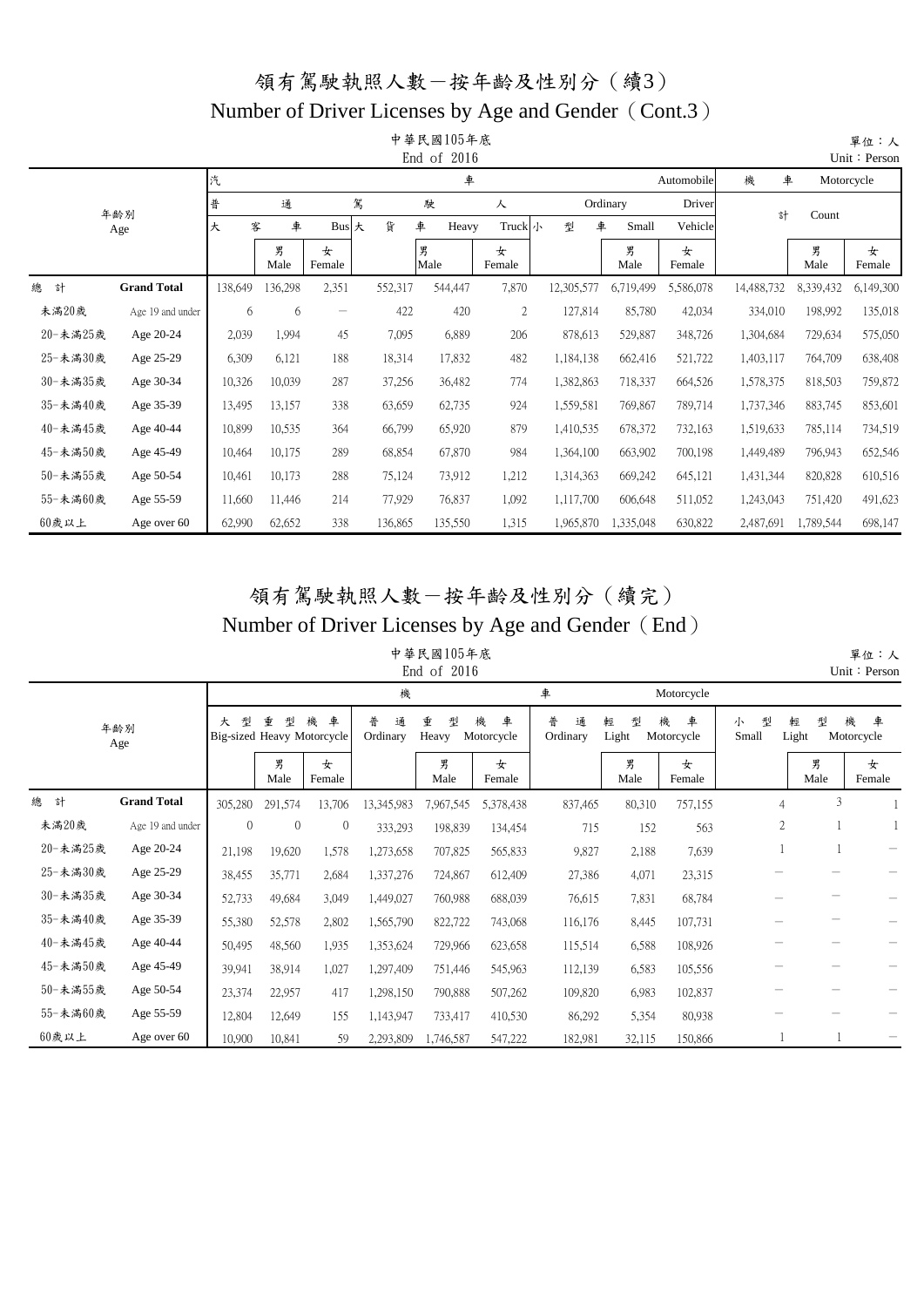# 領有駕駛執照人數－按年齡及性別分（續3）

## Number of Driver Licenses by Age and Gender（Cont.3）

中華民國105年底
End of 2016

單位：人
Unit：Person

| 年齡別 Age | | 汽車駕駛人 Automobile Driver | | | | | | | | | 機車 Motorcycle | | |
|---|---|---|---|---|---|---|---|---|---|---|---|---|---|
| | | 普通 Ordinary | | | | | | | | | 計 Count | | |
| | | 大客車 Bus | | | 大貨車 Heavy Truck | | | 小型車 Small Vehicle | | | | | |
| | | | 男 Male | 女 Female | | 男 Male | 女 Female | | 男 Male | 女 Female | | 男 Male | 女 Female |
| 總計 | **Grand Total** | 138,649 | 136,298 | 2,351 | 552,317 | 544,447 | 7,870 | 12,305,577 | 6,719,499 | 5,586,078 | 14,488,732 | 8,339,432 | 6,149,300 |
| 未滿20歲 | Age 19 and under | 6 | 6 | － | 422 | 420 | 2 | 127,814 | 85,780 | 42,034 | 334,010 | 198,992 | 135,018 |
| 20-未滿25歲 | Age 20-24 | 2,039 | 1,994 | 45 | 7,095 | 6,889 | 206 | 878,613 | 529,887 | 348,726 | 1,304,684 | 729,634 | 575,050 |
| 25-未滿30歲 | Age 25-29 | 6,309 | 6,121 | 188 | 18,314 | 17,832 | 482 | 1,184,138 | 662,416 | 521,722 | 1,403,117 | 764,709 | 638,408 |
| 30-未滿35歲 | Age 30-34 | 10,326 | 10,039 | 287 | 37,256 | 36,482 | 774 | 1,382,863 | 718,337 | 664,526 | 1,578,375 | 818,503 | 759,872 |
| 35-未滿40歲 | Age 35-39 | 13,495 | 13,157 | 338 | 63,659 | 62,735 | 924 | 1,559,581 | 769,867 | 789,714 | 1,737,346 | 883,745 | 853,601 |
| 40-未滿45歲 | Age 40-44 | 10,899 | 10,535 | 364 | 66,799 | 65,920 | 879 | 1,410,535 | 678,372 | 732,163 | 1,519,633 | 785,114 | 734,519 |
| 45-未滿50歲 | Age 45-49 | 10,464 | 10,175 | 289 | 68,854 | 67,870 | 984 | 1,364,100 | 663,902 | 700,198 | 1,449,489 | 796,943 | 652,546 |
| 50-未滿55歲 | Age 50-54 | 10,461 | 10,173 | 288 | 75,124 | 73,912 | 1,212 | 1,314,363 | 669,242 | 645,121 | 1,431,344 | 820,828 | 610,516 |
| 55-未滿60歲 | Age 55-59 | 11,660 | 11,446 | 214 | 77,929 | 76,837 | 1,092 | 1,117,700 | 606,648 | 511,052 | 1,243,043 | 751,420 | 491,623 |
| 60歲以上 | Age over 60 | 62,990 | 62,652 | 338 | 136,865 | 135,550 | 1,315 | 1,965,870 | 1,335,048 | 630,822 | 2,487,691 | 1,789,544 | 698,147 |

# 領有駕駛執照人數－按年齡及性別分（續完）

## Number of Driver Licenses by Age and Gender（End）

中華民國105年底
End of 2016

單位：人
Unit：Person

| 年齡別 Age | | 機車 Motorcycle | | | | | | | | | | | |
|---|---|---|---|---|---|---|---|---|---|---|---|---|---|
| | | 大型重型機車 Big-sized Heavy Motorcycle | | | 普通重型機車 Ordinary Heavy Motorcycle | | | 普通輕型機車 Ordinary Light Motorcycle | | | 小型輕型機車 Small Light Motorcycle | | |
| | | | 男 Male | 女 Female | | 男 Male | 女 Female | | 男 Male | 女 Female | | 男 Male | 女 Female |
| 總計 | **Grand Total** | 305,280 | 291,574 | 13,706 | 13,345,983 | 7,967,545 | 5,378,438 | 837,465 | 80,310 | 757,155 | 4 | 3 | 1 |
| 未滿20歲 | Age 19 and under | 0 | 0 | 0 | 333,293 | 198,839 | 134,454 | 715 | 152 | 563 | 2 | 1 | 1 |
| 20-未滿25歲 | Age 20-24 | 21,198 | 19,620 | 1,578 | 1,273,658 | 707,825 | 565,833 | 9,827 | 2,188 | 7,639 | 1 | 1 | － |
| 25-未滿30歲 | Age 25-29 | 38,455 | 35,771 | 2,684 | 1,337,276 | 724,867 | 612,409 | 27,386 | 4,071 | 23,315 | － | － | － |
| 30-未滿35歲 | Age 30-34 | 52,733 | 49,684 | 3,049 | 1,449,027 | 760,988 | 688,039 | 76,615 | 7,831 | 68,784 | － | － | － |
| 35-未滿40歲 | Age 35-39 | 55,380 | 52,578 | 2,802 | 1,565,790 | 822,722 | 743,068 | 116,176 | 8,445 | 107,731 | － | － | － |
| 40-未滿45歲 | Age 40-44 | 50,495 | 48,560 | 1,935 | 1,353,624 | 729,966 | 623,658 | 115,514 | 6,588 | 108,926 | － | － | － |
| 45-未滿50歲 | Age 45-49 | 39,941 | 38,914 | 1,027 | 1,297,409 | 751,446 | 545,963 | 112,139 | 6,583 | 105,556 | － | － | － |
| 50-未滿55歲 | Age 50-54 | 23,374 | 22,957 | 417 | 1,298,150 | 790,888 | 507,262 | 109,820 | 6,983 | 102,837 | － | － | － |
| 55-未滿60歲 | Age 55-59 | 12,804 | 12,649 | 155 | 1,143,947 | 733,417 | 410,530 | 86,292 | 5,354 | 80,938 | － | － | － |
| 60歲以上 | Age over 60 | 10,900 | 10,841 | 59 | 2,293,809 | 1,746,587 | 547,222 | 182,981 | 32,115 | 150,866 | 1 | 1 | － |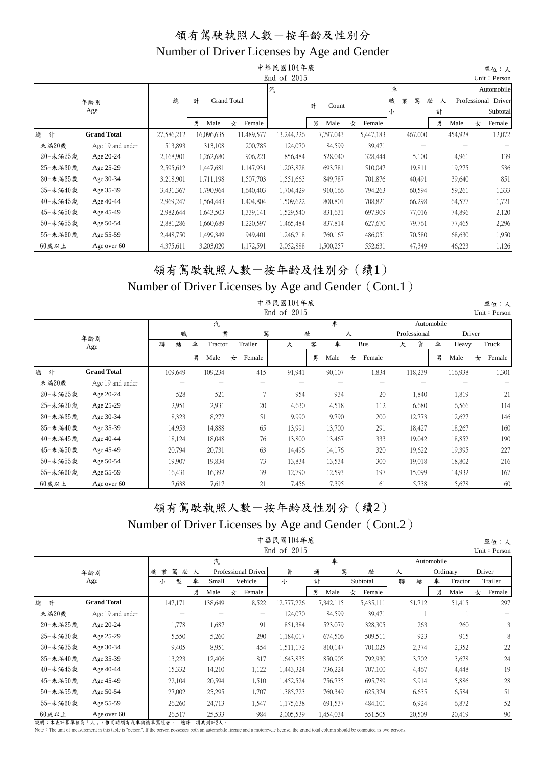# 領有駕駛執照人數－按年齡及性別分
# Number of Driver Licenses by Age and Gender

中華民國104年底
End of 2015

單位：人
Unit：Person

| 年齡別 Age | | 總計 Grand Total | 男 Male | 女 Female | 汽車 Automobile 計 Count | 男 Male | 女 Female | 職業駕駛人 Professional Driver 小計 Subtotal | 男 Male | 女 Female |
|---|---|---|---|---|---|---|---|---|---|---|
| 總計 | Grand Total | 27,586,212 | 16,096,635 | 11,489,577 | 13,244,226 | 7,797,043 | 5,447,183 | 467,000 | 454,928 | 12,072 |
| 未滿20歲 | Age 19 and under | 513,893 | 313,108 | 200,785 | 124,070 | 84,599 | 39,471 | － | － | － |
| 20-未滿25歲 | Age 20-24 | 2,168,901 | 1,262,680 | 906,221 | 856,484 | 528,040 | 328,444 | 5,100 | 4,961 | 139 |
| 25-未滿30歲 | Age 25-29 | 2,595,612 | 1,447,681 | 1,147,931 | 1,203,828 | 693,781 | 510,047 | 19,811 | 19,275 | 536 |
| 30-未滿35歲 | Age 30-34 | 3,218,901 | 1,711,198 | 1,507,703 | 1,551,663 | 849,787 | 701,876 | 40,491 | 39,640 | 851 |
| 35-未滿40歲 | Age 35-39 | 3,431,367 | 1,790,964 | 1,640,403 | 1,704,429 | 910,166 | 794,263 | 60,594 | 59,261 | 1,333 |
| 40-未滿45歲 | Age 40-44 | 2,969,247 | 1,564,443 | 1,404,804 | 1,509,622 | 800,801 | 708,821 | 66,298 | 64,577 | 1,721 |
| 45-未滿50歲 | Age 45-49 | 2,982,644 | 1,643,503 | 1,339,141 | 1,529,540 | 831,631 | 697,909 | 77,016 | 74,896 | 2,120 |
| 50-未滿55歲 | Age 50-54 | 2,881,286 | 1,660,689 | 1,220,597 | 1,465,484 | 837,814 | 627,670 | 79,761 | 77,465 | 2,296 |
| 55-未滿60歲 | Age 55-59 | 2,448,750 | 1,499,349 | 949,401 | 1,246,218 | 760,167 | 486,051 | 70,580 | 68,630 | 1,950 |
| 60歲以上 | Age over 60 | 4,375,611 | 3,203,020 | 1,172,591 | 2,052,888 | 1,500,257 | 552,631 | 47,349 | 46,223 | 1,126 |

# 領有駕駛執照人數－按年齡及性別分（續1）
# Number of Driver Licenses by Age and Gender（Cont.1）

中華民國104年底
End of 2015

單位：人
Unit：Person

| 年齡別 Age | | 汽車職業駕駛人 Automobile Professional Driver 聯結車 Tractor Trailer | 男 Male | 女 Female | 大客車 Bus | 男 Male | 女 Female | 大貨車 Heavy Truck | 男 Male | 女 Female |
|---|---|---|---|---|---|---|---|---|---|---|
| 總計 | Grand Total | 109,649 | 109,234 | 415 | 91,941 | 90,107 | 1,834 | 118,239 | 116,938 | 1,301 |
| 未滿20歲 | Age 19 and under | － | － | － | － | － | － | － | － | － |
| 20-未滿25歲 | Age 20-24 | 528 | 521 | 7 | 954 | 934 | 20 | 1,840 | 1,819 | 21 |
| 25-未滿30歲 | Age 25-29 | 2,951 | 2,931 | 20 | 4,630 | 4,518 | 112 | 6,680 | 6,566 | 114 |
| 30-未滿35歲 | Age 30-34 | 8,323 | 8,272 | 51 | 9,990 | 9,790 | 200 | 12,773 | 12,627 | 146 |
| 35-未滿40歲 | Age 35-39 | 14,953 | 14,888 | 65 | 13,991 | 13,700 | 291 | 18,427 | 18,267 | 160 |
| 40-未滿45歲 | Age 40-44 | 18,124 | 18,048 | 76 | 13,800 | 13,467 | 333 | 19,042 | 18,852 | 190 |
| 45-未滿50歲 | Age 45-49 | 20,794 | 20,731 | 63 | 14,496 | 14,176 | 320 | 19,622 | 19,395 | 227 |
| 50-未滿55歲 | Age 50-54 | 19,907 | 19,834 | 73 | 13,834 | 13,534 | 300 | 19,018 | 18,802 | 216 |
| 55-未滿60歲 | Age 55-59 | 16,431 | 16,392 | 39 | 12,790 | 12,593 | 197 | 15,099 | 14,932 | 167 |
| 60歲以上 | Age over 60 | 7,638 | 7,617 | 21 | 7,456 | 7,395 | 61 | 5,738 | 5,678 | 60 |

# 領有駕駛執照人數－按年齡及性別分（續2）
# Number of Driver Licenses by Age and Gender（Cont.2）

中華民國104年底
End of 2015

單位：人
Unit：Person

| 年齡別 Age | | 汽車 Automobile 職業駕駛人 Professional Driver 小型車 Small Vehicle | 男 Male | 女 Female | 普通駕駛人 Ordinary Driver 小計 Subtotal | 男 Male | 女 Female | 聯結車 Tractor Trailer | 男 Male | 女 Female |
|---|---|---|---|---|---|---|---|---|---|---|
| 總計 | Grand Total | 147,171 | 138,649 | 8,522 | 12,777,226 | 7,342,115 | 5,435,111 | 51,712 | 51,415 | 297 |
| 未滿20歲 | Age 19 and under | － | － | － | 124,070 | 84,599 | 39,471 | 1 | 1 | － |
| 20-未滿25歲 | Age 20-24 | 1,778 | 1,687 | 91 | 851,384 | 523,079 | 328,305 | 263 | 260 | 3 |
| 25-未滿30歲 | Age 25-29 | 5,550 | 5,260 | 290 | 1,184,017 | 674,506 | 509,511 | 923 | 915 | 8 |
| 30-未滿35歲 | Age 30-34 | 9,405 | 8,951 | 454 | 1,511,172 | 810,147 | 701,025 | 2,374 | 2,352 | 22 |
| 35-未滿40歲 | Age 35-39 | 13,223 | 12,406 | 817 | 1,643,835 | 850,905 | 792,930 | 3,702 | 3,678 | 24 |
| 40-未滿45歲 | Age 40-44 | 15,332 | 14,210 | 1,122 | 1,443,324 | 736,224 | 707,100 | 4,467 | 4,448 | 19 |
| 45-未滿50歲 | Age 45-49 | 22,104 | 20,594 | 1,510 | 1,452,524 | 756,735 | 695,789 | 5,914 | 5,886 | 28 |
| 50-未滿55歲 | Age 50-54 | 27,002 | 25,295 | 1,707 | 1,385,723 | 760,349 | 625,374 | 6,635 | 6,584 | 51 |
| 55-未滿60歲 | Age 55-59 | 26,260 | 24,713 | 1,547 | 1,175,638 | 691,537 | 484,101 | 6,924 | 6,872 | 52 |
| 60歲以上 | Age over 60 | 26,517 | 25,533 | 984 | 2,005,539 | 1,454,034 | 551,505 | 20,509 | 20,419 | 90 |

說明：本表計算單位為「人」，惟同時領有汽車與機車駕照者，「總計」項共列計2人。

Note：The unit of measurement in this table is "person". If the person possesses both an automobile license and a motorcycle license, the grand total column should be computed as two persons.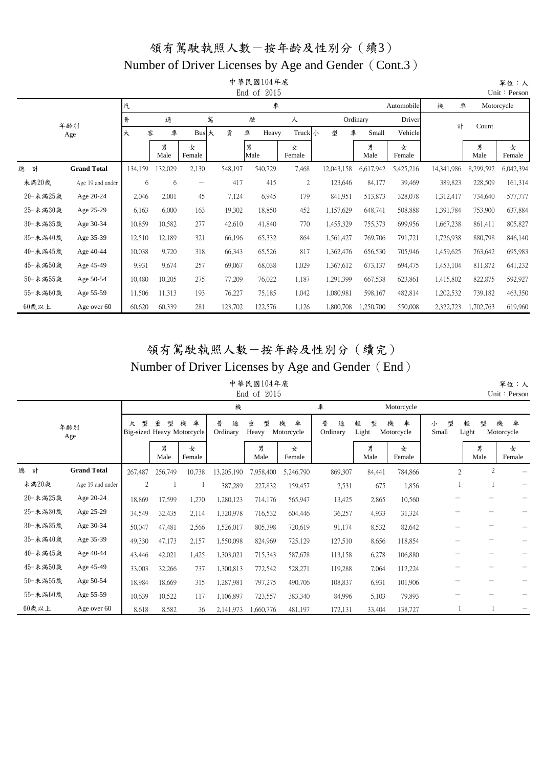# 領有駕駛執照人數－按年齡及性別分（續3）
# Number of Driver Licenses by Age and Gender（Cont.3）

中華民國104年底
End of 2015

單位：人
Unit：Person

| 年齡別 Age | | 汽車駕駛人 Automobile Driver 普通 Ordinary 大客車 Bus | | | 大貨車 Heavy Truck | | | 小型車 Small Vehicle | | | 機車 Motorcycle 計 Count | | |
|---|---|---|---|---|---|---|---|---|---|---|---|---|---|
| | | | 男 Male | 女 Female | | 男 Male | 女 Female | | 男 Male | 女 Female | | 男 Male | 女 Female |
| 總　計 | **Grand Total** | 134,159 | 132,029 | 2,130 | 548,197 | 540,729 | 7,468 | 12,043,158 | 6,617,942 | 5,425,216 | 14,341,986 | 8,299,592 | 6,042,394 |
| 未滿20歲 | Age 19 and under | 6 | 6 | － | 417 | 415 | 2 | 123,646 | 84,177 | 39,469 | 389,823 | 228,509 | 161,314 |
| 20-未滿25歲 | Age 20-24 | 2,046 | 2,001 | 45 | 7,124 | 6,945 | 179 | 841,951 | 513,873 | 328,078 | 1,312,417 | 734,640 | 577,777 |
| 25-未滿30歲 | Age 25-29 | 6,163 | 6,000 | 163 | 19,302 | 18,850 | 452 | 1,157,629 | 648,741 | 508,888 | 1,391,784 | 753,900 | 637,884 |
| 30-未滿35歲 | Age 30-34 | 10,859 | 10,582 | 277 | 42,610 | 41,840 | 770 | 1,455,329 | 755,373 | 699,956 | 1,667,238 | 861,411 | 805,827 |
| 35-未滿40歲 | Age 35-39 | 12,510 | 12,189 | 321 | 66,196 | 65,332 | 864 | 1,561,427 | 769,706 | 791,721 | 1,726,938 | 880,798 | 846,140 |
| 40-未滿45歲 | Age 40-44 | 10,038 | 9,720 | 318 | 66,343 | 65,526 | 817 | 1,362,476 | 656,530 | 705,946 | 1,459,625 | 763,642 | 695,983 |
| 45-未滿50歲 | Age 45-49 | 9,931 | 9,674 | 257 | 69,067 | 68,038 | 1,029 | 1,367,612 | 673,137 | 694,475 | 1,453,104 | 811,872 | 641,232 |
| 50-未滿55歲 | Age 50-54 | 10,480 | 10,205 | 275 | 77,209 | 76,022 | 1,187 | 1,291,399 | 667,538 | 623,861 | 1,415,802 | 822,875 | 592,927 |
| 55-未滿60歲 | Age 55-59 | 11,506 | 11,313 | 193 | 76,227 | 75,185 | 1,042 | 1,080,981 | 598,167 | 482,814 | 1,202,532 | 739,182 | 463,350 |
| 60歲以上 | Age over 60 | 60,620 | 60,339 | 281 | 123,702 | 122,576 | 1,126 | 1,800,708 | 1,250,700 | 550,008 | 2,322,723 | 1,702,763 | 619,960 |

# 領有駕駛執照人數－按年齡及性別分（續完）
# Number of Driver Licenses by Age and Gender（End）

中華民國104年底
End of 2015

單位：人
Unit：Person

| 年齡別 Age | | 機車 Motorcycle 大型重型機車 Big-sized Heavy Motorcycle | | | 普通重型機車 Ordinary Heavy Motorcycle | | | 普通輕型機車 Ordinary Light Motorcycle | | | 小型輕型機車 Small Light Motorcycle | | |
|---|---|---|---|---|---|---|---|---|---|---|---|---|---|
| | | | 男 Male | 女 Female | | 男 Male | 女 Female | | 男 Male | 女 Female | | 男 Male | 女 Female |
| 總　計 | **Grand Total** | 267,487 | 256,749 | 10,738 | 13,205,190 | 7,958,400 | 5,246,790 | 869,307 | 84,441 | 784,866 | 2 | 2 | － |
| 未滿20歲 | Age 19 and under | 2 | 1 | 1 | 387,289 | 227,832 | 159,457 | 2,531 | 675 | 1,856 | 1 | 1 | － |
| 20-未滿25歲 | Age 20-24 | 18,869 | 17,599 | 1,270 | 1,280,123 | 714,176 | 565,947 | 13,425 | 2,865 | 10,560 | － | － | － |
| 25-未滿30歲 | Age 25-29 | 34,549 | 32,435 | 2,114 | 1,320,978 | 716,532 | 604,446 | 36,257 | 4,933 | 31,324 | － | － | － |
| 30-未滿35歲 | Age 30-34 | 50,047 | 47,481 | 2,566 | 1,526,017 | 805,398 | 720,619 | 91,174 | 8,532 | 82,642 | － | － | － |
| 35-未滿40歲 | Age 35-39 | 49,330 | 47,173 | 2,157 | 1,550,098 | 824,969 | 725,129 | 127,510 | 8,656 | 118,854 | － | － | － |
| 40-未滿45歲 | Age 40-44 | 43,446 | 42,021 | 1,425 | 1,303,021 | 715,343 | 587,678 | 113,158 | 6,278 | 106,880 | － | － | － |
| 45-未滿50歲 | Age 45-49 | 33,003 | 32,266 | 737 | 1,300,813 | 772,542 | 528,271 | 119,288 | 7,064 | 112,224 | － | － | － |
| 50-未滿55歲 | Age 50-54 | 18,984 | 18,669 | 315 | 1,287,981 | 797,275 | 490,706 | 108,837 | 6,931 | 101,906 | － | － | － |
| 55-未滿60歲 | Age 55-59 | 10,639 | 10,522 | 117 | 1,106,897 | 723,557 | 383,340 | 84,996 | 5,103 | 79,893 | － | － | － |
| 60歲以上 | Age over 60 | 8,618 | 8,582 | 36 | 2,141,973 | 1,660,776 | 481,197 | 172,131 | 33,404 | 138,727 | 1 | 1 | － |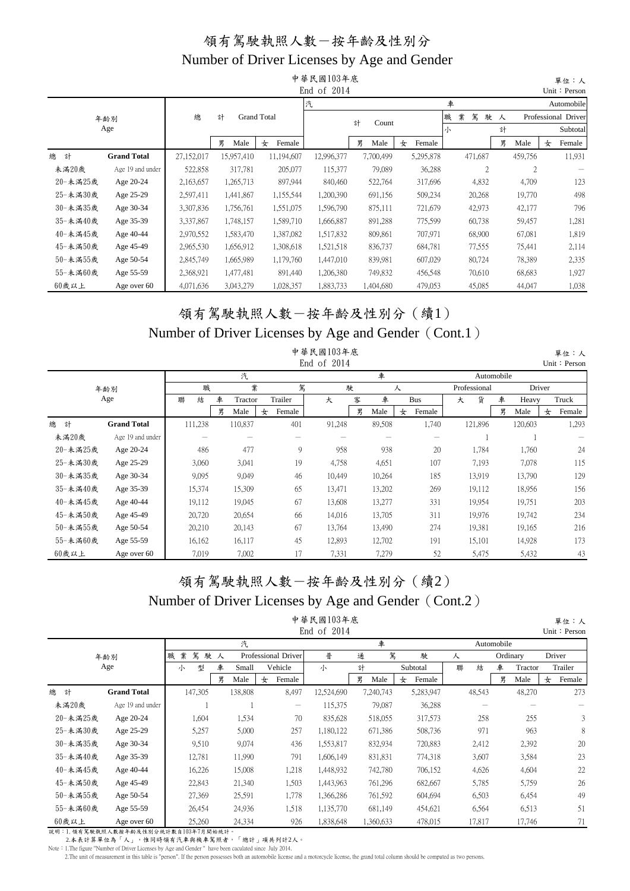# 領有駕駛執照人數－按年齡及性別分
## Number of Driver Licenses by Age and Gender

中華民國103年底
End of 2014

單位：人
Unit：Person

| 年齡別 Age | | 總計 Grand Total | 男 Male | 女 Female | 汽車 Automobile 計 Count | 男 Male | 女 Female | 職業駕駛人 Professional Driver 小計 Subtotal | 男 Male | 女 Female |
|---|---|---|---|---|---|---|---|---|---|---|
| 總計 | Grand Total | 27,152,017 | 15,957,410 | 11,194,607 | 12,996,377 | 7,700,499 | 5,295,878 | 471,687 | 459,756 | 11,931 |
| 未滿20歲 | Age 19 and under | 522,858 | 317,781 | 205,077 | 115,377 | 79,089 | 36,288 | 2 | 2 | － |
| 20-未滿25歲 | Age 20-24 | 2,163,657 | 1,265,713 | 897,944 | 840,460 | 522,764 | 317,696 | 4,832 | 4,709 | 123 |
| 25-未滿30歲 | Age 25-29 | 2,597,411 | 1,441,867 | 1,155,544 | 1,200,390 | 691,156 | 509,234 | 20,268 | 19,770 | 498 |
| 30-未滿35歲 | Age 30-34 | 3,307,836 | 1,756,761 | 1,551,075 | 1,596,790 | 875,111 | 721,679 | 42,973 | 42,177 | 796 |
| 35-未滿40歲 | Age 35-39 | 3,337,867 | 1,748,157 | 1,589,710 | 1,666,887 | 891,288 | 775,599 | 60,738 | 59,457 | 1,281 |
| 40-未滿45歲 | Age 40-44 | 2,970,552 | 1,583,470 | 1,387,082 | 1,517,832 | 809,861 | 707,971 | 68,900 | 67,081 | 1,819 |
| 45-未滿50歲 | Age 45-49 | 2,965,530 | 1,656,912 | 1,308,618 | 1,521,518 | 836,737 | 684,781 | 77,555 | 75,441 | 2,114 |
| 50-未滿55歲 | Age 50-54 | 2,845,749 | 1,665,989 | 1,179,760 | 1,447,010 | 839,981 | 607,029 | 80,724 | 78,389 | 2,335 |
| 55-未滿60歲 | Age 55-59 | 2,368,921 | 1,477,481 | 891,440 | 1,206,380 | 749,832 | 456,548 | 70,610 | 68,683 | 1,927 |
| 60歲以上 | Age over 60 | 4,071,636 | 3,043,279 | 1,028,357 | 1,883,733 | 1,404,680 | 479,053 | 45,085 | 44,047 | 1,038 |

# 領有駕駛執照人數－按年齡及性別分（續1）
## Number of Driver Licenses by Age and Gender（Cont.1）

中華民國103年底
End of 2014

單位：人
Unit：Person

| 年齡別 Age | | 汽車職業駕駛人 Automobile Professional Driver 聯結車 Tractor Trailer | 男 Male | 女 Female | 大客車 Bus | 男 Male | 女 Female | 大貨車 Heavy Truck | 男 Male | 女 Female |
|---|---|---|---|---|---|---|---|---|---|---|
| 總計 | Grand Total | 111,238 | 110,837 | 401 | 91,248 | 89,508 | 1,740 | 121,896 | 120,603 | 1,293 |
| 未滿20歲 | Age 19 and under | － | － | － | － | － | － | 1 | 1 | － |
| 20-未滿25歲 | Age 20-24 | 486 | 477 | 9 | 958 | 938 | 20 | 1,784 | 1,760 | 24 |
| 25-未滿30歲 | Age 25-29 | 3,060 | 3,041 | 19 | 4,758 | 4,651 | 107 | 7,193 | 7,078 | 115 |
| 30-未滿35歲 | Age 30-34 | 9,095 | 9,049 | 46 | 10,449 | 10,264 | 185 | 13,919 | 13,790 | 129 |
| 35-未滿40歲 | Age 35-39 | 15,374 | 15,309 | 65 | 13,471 | 13,202 | 269 | 19,112 | 18,956 | 156 |
| 40-未滿45歲 | Age 40-44 | 19,112 | 19,045 | 67 | 13,608 | 13,277 | 331 | 19,954 | 19,751 | 203 |
| 45-未滿50歲 | Age 45-49 | 20,720 | 20,654 | 66 | 14,016 | 13,705 | 311 | 19,976 | 19,742 | 234 |
| 50-未滿55歲 | Age 50-54 | 20,210 | 20,143 | 67 | 13,764 | 13,490 | 274 | 19,381 | 19,165 | 216 |
| 55-未滿60歲 | Age 55-59 | 16,162 | 16,117 | 45 | 12,893 | 12,702 | 191 | 15,101 | 14,928 | 173 |
| 60歲以上 | Age over 60 | 7,019 | 7,002 | 17 | 7,331 | 7,279 | 52 | 5,475 | 5,432 | 43 |

# 領有駕駛執照人數－按年齡及性別分（續2）
## Number of Driver Licenses by Age and Gender（Cont.2）

中華民國103年底
End of 2014

單位：人
Unit：Person

| 年齡別 Age | | 汽車職業駕駛人 Automobile Professional Driver 小型車 Small Vehicle | 男 Male | 女 Female | 汽車普通駕駛人 Ordinary Driver 小計 Subtotal | 男 Male | 女 Female | 聯結車 Tractor Trailer | 男 Male | 女 Female |
|---|---|---|---|---|---|---|---|---|---|---|
| 總計 | Grand Total | 147,305 | 138,808 | 8,497 | 12,524,690 | 7,240,743 | 5,283,947 | 48,543 | 48,270 | 273 |
| 未滿20歲 | Age 19 and under | 1 | 1 | － | 115,375 | 79,087 | 36,288 | － | － | － |
| 20-未滿25歲 | Age 20-24 | 1,604 | 1,534 | 70 | 835,628 | 518,055 | 317,573 | 258 | 255 | 3 |
| 25-未滿30歲 | Age 25-29 | 5,257 | 5,000 | 257 | 1,180,122 | 671,386 | 508,736 | 971 | 963 | 8 |
| 30-未滿35歲 | Age 30-34 | 9,510 | 9,074 | 436 | 1,553,817 | 832,934 | 720,883 | 2,412 | 2,392 | 20 |
| 35-未滿40歲 | Age 35-39 | 12,781 | 11,990 | 791 | 1,606,149 | 831,831 | 774,318 | 3,607 | 3,584 | 23 |
| 40-未滿45歲 | Age 40-44 | 16,226 | 15,008 | 1,218 | 1,448,932 | 742,780 | 706,152 | 4,626 | 4,604 | 22 |
| 45-未滿50歲 | Age 45-49 | 22,843 | 21,340 | 1,503 | 1,443,963 | 761,296 | 682,667 | 5,785 | 5,759 | 26 |
| 50-未滿55歲 | Age 50-54 | 27,369 | 25,591 | 1,778 | 1,366,286 | 761,592 | 604,694 | 6,503 | 6,454 | 49 |
| 55-未滿60歲 | Age 55-59 | 26,454 | 24,936 | 1,518 | 1,135,770 | 681,149 | 454,621 | 6,564 | 6,513 | 51 |
| 60歲以上 | Age over 60 | 25,260 | 24,334 | 926 | 1,838,648 | 1,360,633 | 478,015 | 17,817 | 17,746 | 71 |

說明：1.領有駕駛執照人數按年齡及性別分統計數自103年7月開始統計。
　　　2.本表計算單位為「人」，惟同時領有汽車與機車駕照者，「總計」項共列計2人。

Note：1.The figure "Number of Driver Licenses by Age and Gender " have been caculated since July 2014.
　　　2.The unit of measurement in this table is "person". If the person possesses both an automobile license and a motorcycle license, the grand total column should be computed as two persons.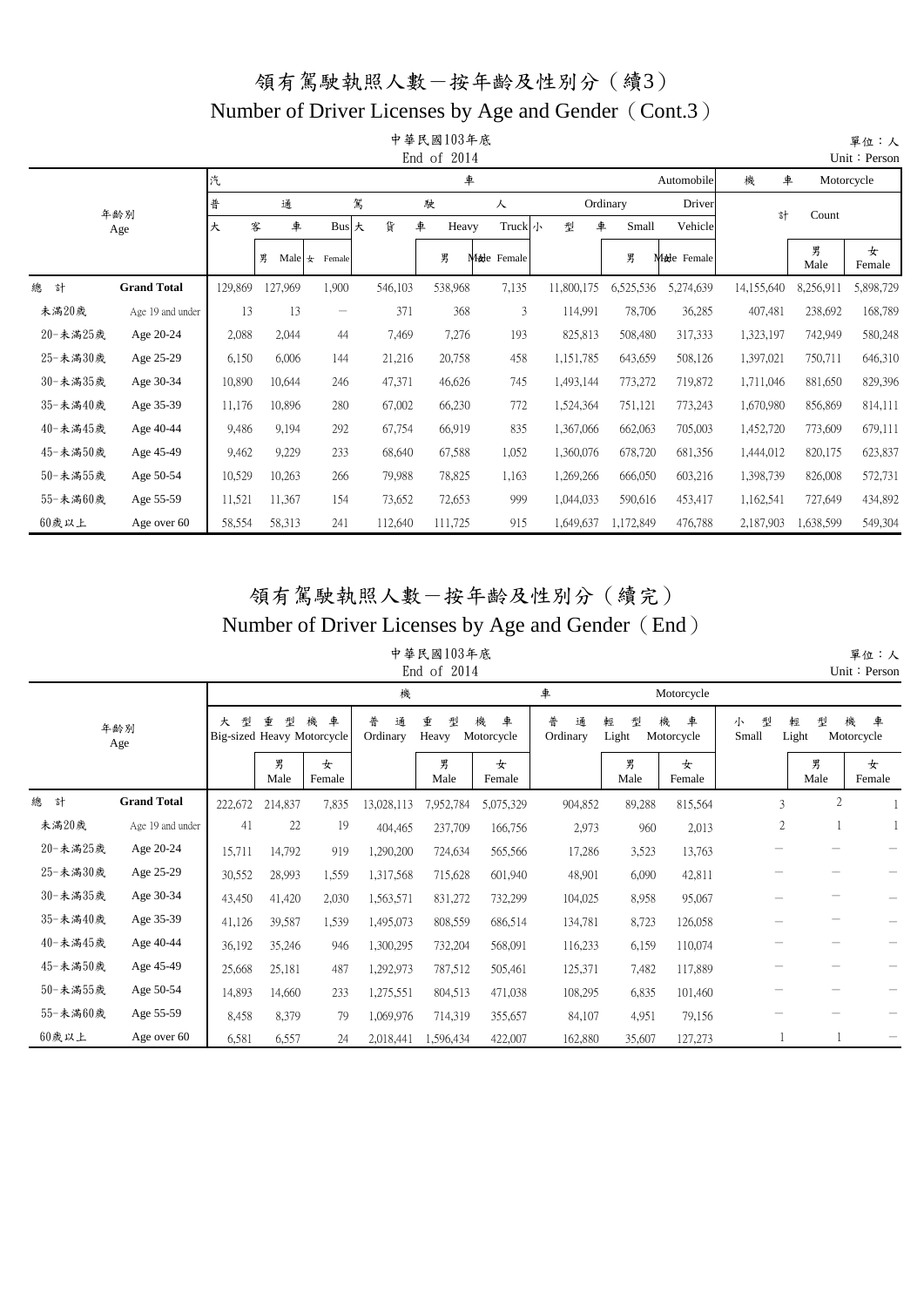# 領有駕駛執照人數－按年齡及性別分（續3）

## Number of Driver Licenses by Age and Gender（Cont.3）

中華民國103年底
End of 2014

單位：人
Unit：Person

| 年齡別 | Age | 汽車駕駛人 Automobile Driver 普通大客車 Ordinary Bus | 男 Male | 女 Female | 普通大貨車 Heavy Truck | 男 Male | 女 Female | 普通小型車 Ordinary Small Vehicle | 男 Male | 女 Female | 機車 Motorcycle 計 Count | 男 Male | 女 Female |
|---|---|---|---|---|---|---|---|---|---|---|---|---|---|
| 總計 | Grand Total | 129,869 | 127,969 | 1,900 | 546,103 | 538,968 | 7,135 | 11,800,175 | 6,525,536 | 5,274,639 | 14,155,640 | 8,256,911 | 5,898,729 |
| 未滿20歲 | Age 19 and under | 13 | 13 | － | 371 | 368 | 3 | 114,991 | 78,706 | 36,285 | 407,481 | 238,692 | 168,789 |
| 20-未滿25歲 | Age 20-24 | 2,088 | 2,044 | 44 | 7,469 | 7,276 | 193 | 825,813 | 508,480 | 317,333 | 1,323,197 | 742,949 | 580,248 |
| 25-未滿30歲 | Age 25-29 | 6,150 | 6,006 | 144 | 21,216 | 20,758 | 458 | 1,151,785 | 643,659 | 508,126 | 1,397,021 | 750,711 | 646,310 |
| 30-未滿35歲 | Age 30-34 | 10,890 | 10,644 | 246 | 47,371 | 46,626 | 745 | 1,493,144 | 773,272 | 719,872 | 1,711,046 | 881,650 | 829,396 |
| 35-未滿40歲 | Age 35-39 | 11,176 | 10,896 | 280 | 67,002 | 66,230 | 772 | 1,524,364 | 751,121 | 773,243 | 1,670,980 | 856,869 | 814,111 |
| 40-未滿45歲 | Age 40-44 | 9,486 | 9,194 | 292 | 67,754 | 66,919 | 835 | 1,367,066 | 662,063 | 705,003 | 1,452,720 | 773,609 | 679,111 |
| 45-未滿50歲 | Age 45-49 | 9,462 | 9,229 | 233 | 68,640 | 67,588 | 1,052 | 1,360,076 | 678,720 | 681,356 | 1,444,012 | 820,175 | 623,837 |
| 50-未滿55歲 | Age 50-54 | 10,529 | 10,263 | 266 | 79,988 | 78,825 | 1,163 | 1,269,266 | 666,050 | 603,216 | 1,398,739 | 826,008 | 572,731 |
| 55-未滿60歲 | Age 55-59 | 11,521 | 11,367 | 154 | 73,652 | 72,653 | 999 | 1,044,033 | 590,616 | 453,417 | 1,162,541 | 727,649 | 434,892 |
| 60歲以上 | Age over 60 | 58,554 | 58,313 | 241 | 112,640 | 111,725 | 915 | 1,649,637 | 1,172,849 | 476,788 | 2,187,903 | 1,638,599 | 549,304 |

# 領有駕駛執照人數－按年齡及性別分（續完）

## Number of Driver Licenses by Age and Gender（End）

中華民國103年底
End of 2014

單位：人
Unit：Person

| 年齡別 | Age | 機車 Motorcycle 大型重型機車 Big-sized Heavy Motorcycle | 男 Male | 女 Female | 普通重型機車 Ordinary Heavy Motorcycle | 男 Male | 女 Female | 普通輕型機車 Ordinary Light Motorcycle | 男 Male | 女 Female | 小型輕型機車 Small Light Motorcycle | 男 Male | 女 Female |
|---|---|---|---|---|---|---|---|---|---|---|---|---|---|
| 總計 | Grand Total | 222,672 | 214,837 | 7,835 | 13,028,113 | 7,952,784 | 5,075,329 | 904,852 | 89,288 | 815,564 | 3 | 2 | 1 |
| 未滿20歲 | Age 19 and under | 41 | 22 | 19 | 404,465 | 237,709 | 166,756 | 2,973 | 960 | 2,013 | 2 | 1 | 1 |
| 20-未滿25歲 | Age 20-24 | 15,711 | 14,792 | 919 | 1,290,200 | 724,634 | 565,566 | 17,286 | 3,523 | 13,763 | － | － | － |
| 25-未滿30歲 | Age 25-29 | 30,552 | 28,993 | 1,559 | 1,317,568 | 715,628 | 601,940 | 48,901 | 6,090 | 42,811 | － | － | － |
| 30-未滿35歲 | Age 30-34 | 43,450 | 41,420 | 2,030 | 1,563,571 | 831,272 | 732,299 | 104,025 | 8,958 | 95,067 | － | － | － |
| 35-未滿40歲 | Age 35-39 | 41,126 | 39,587 | 1,539 | 1,495,073 | 808,559 | 686,514 | 134,781 | 8,723 | 126,058 | － | － | － |
| 40-未滿45歲 | Age 40-44 | 36,192 | 35,246 | 946 | 1,300,295 | 732,204 | 568,091 | 116,233 | 6,159 | 110,074 | － | － | － |
| 45-未滿50歲 | Age 45-49 | 25,668 | 25,181 | 487 | 1,292,973 | 787,512 | 505,461 | 125,371 | 7,482 | 117,889 | － | － | － |
| 50-未滿55歲 | Age 50-54 | 14,893 | 14,660 | 233 | 1,275,551 | 804,513 | 471,038 | 108,295 | 6,835 | 101,460 | － | － | － |
| 55-未滿60歲 | Age 55-59 | 8,458 | 8,379 | 79 | 1,069,976 | 714,319 | 355,657 | 84,107 | 4,951 | 79,156 | － | － | － |
| 60歲以上 | Age over 60 | 6,581 | 6,557 | 24 | 2,018,441 | 1,596,434 | 422,007 | 162,880 | 35,607 | 127,273 | 1 | 1 | － |